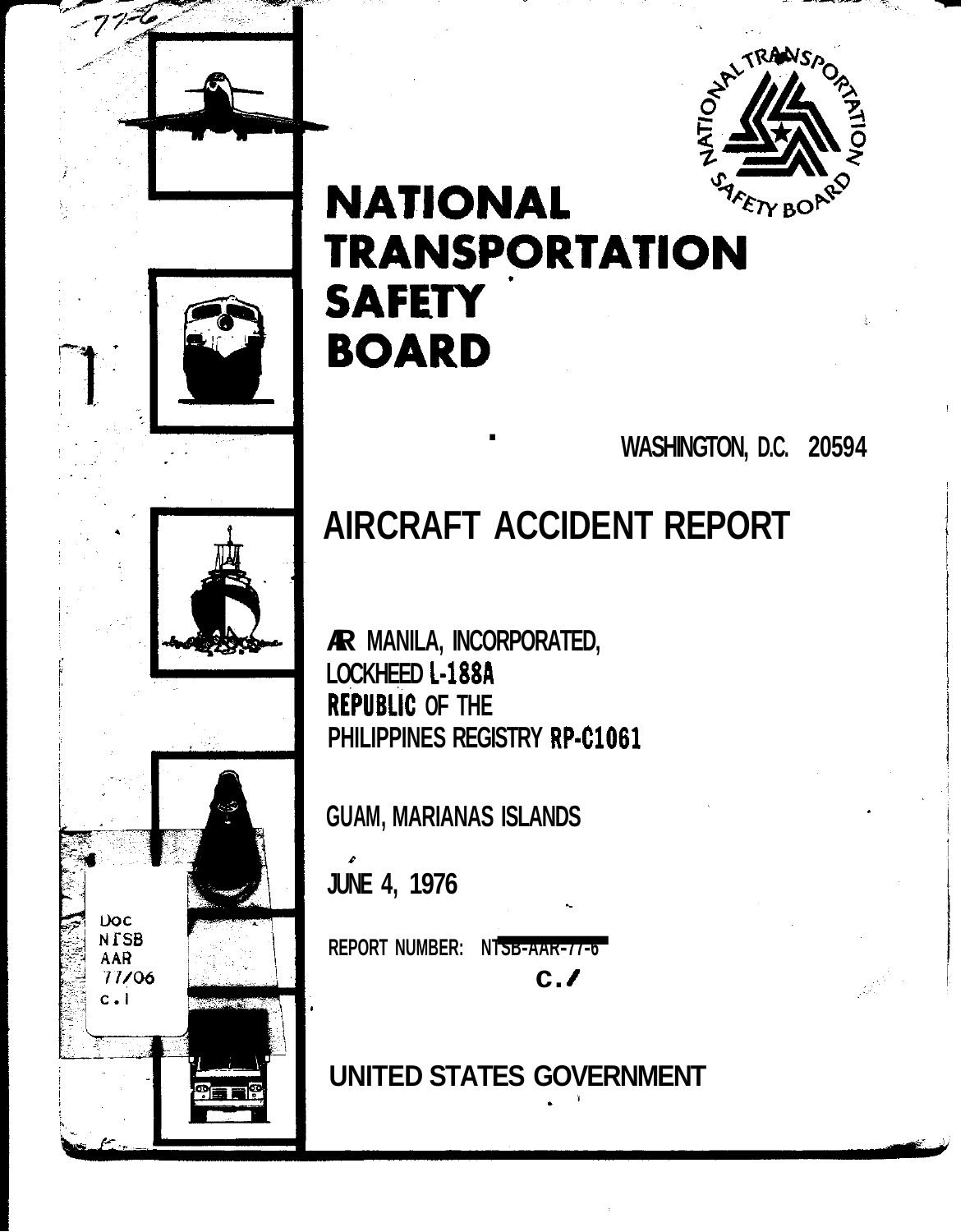# NATIONAL TRANSPORTATION SAFETY BOARD

WASHINGTON, D.C. 20594

# AIRCRAFT ACCIDENT REPORT

AIR MANILA, INCORPORATED,
LOCKHEED L-188A
REPUBLIC OF THE
PHILIPPINES REGISTRY RP-C1061

GUAM, MARIANAS ISLANDS

JUNE 4, 1976

REPORT NUMBER: NTSB-AAR-77-6

UNITED STATES GOVERNMENT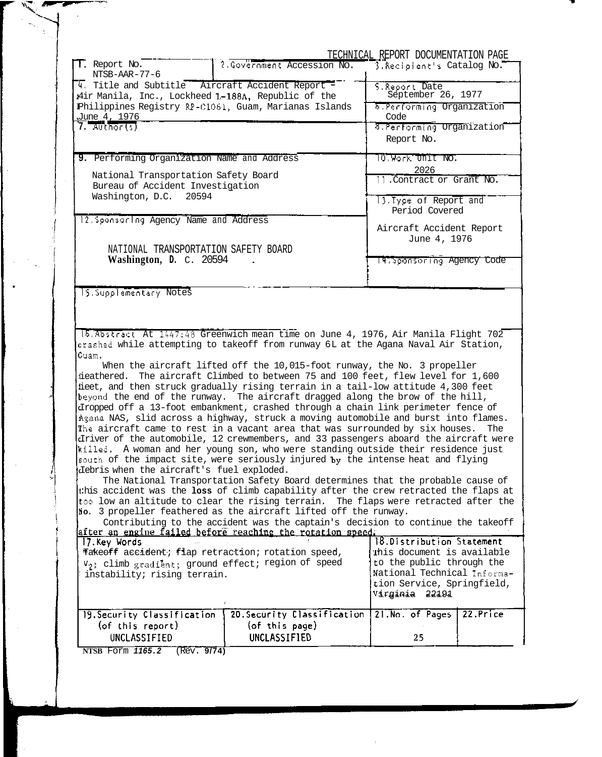TECHNICAL REPORT DOCUMENTATION PAGE

| 1. Report No. | 2. Government Accession No. | 3. Recipient's Catalog No. |
| --- | --- | --- |
| NTSB-AAR-77-6 | | |
| 4. Title and Subtitle Aircraft Accident Report - Air Manila, Inc., Lockheed L-188A, Republic of the Philippines Registry RP-C1061, Guam, Marianas Islands June 4, 1976 | | 5. Report Date September 26, 1977 |
| | | 6. Performing Organization Code |
| 7. Author(s) | | 8. Performing Organization Report No. |
| 9. Performing Organization Name and Address<br>National Transportation Safety Board<br>Bureau of Accident Investigation<br>Washington, D.C. 20594 | | 10. Work Unit No.<br>2026 |
| | | 11. Contract or Grant No. |
| | | 13. Type of Report and Period Covered<br>Aircraft Accident Report<br>June 4, 1976 |
| 12. Sponsoring Agency Name and Address<br>NATIONAL TRANSPORTATION SAFETY BOARD<br>Washington, D. C. 20594 | | 14. Sponsoring Agency Code |

15. Supplementary Notes

16. Abstract At 1447:48 Greenwich mean time on June 4, 1976, Air Manila Flight 702 crashed while attempting to takeoff from runway 6L at the Agana Naval Air Station, Guam.

When the aircraft lifted off the 10,015-foot runway, the No. 3 propeller feathered. The aircraft Climbed to between 75 and 100 feet, flew level for 1,600 feet, and then struck gradually rising terrain in a tail-low attitude 4,300 feet beyond the end of the runway. The aircraft dragged along the brow of the hill, dropped off a 13-foot embankment, crashed through a chain link perimeter fence of Agana NAS, slid across a highway, struck a moving automobile and burst into flames. The aircraft came to rest in a vacant area that was surrounded by six houses. The driver of the automobile, 12 crewmembers, and 33 passengers aboard the aircraft were killed. A woman and her young son, who were standing outside their residence just south of the impact site, were seriously injured by the intense heat and flying debris when the aircraft's fuel exploded.

The National Transportation Safety Board determines that the probable cause of this accident was the loss of climb capability after the crew retracted the flaps at too low an altitude to clear the rising terrain. The flaps were retracted after the No. 3 propeller feathered as the aircraft lifted off the runway.

Contributing to the accident was the captain's decision to continue the takeoff after an engine failed before reaching the rotation speed.

| 17. Key Words | 18. Distribution Statement |
| --- | --- |
| Takeoff accident; flap retraction; rotation speed, $V_2$; climb gradient; ground effect; region of speed instability; rising terrain. | This document is available to the public through the National Technical Information Service, Springfield, Virginia 22191 |

| 19. Security Classification (of this report) | 20. Security Classification (of this page) | 21. No. of Pages | 22. Price |
| --- | --- | --- | --- |
| UNCLASSIFIED | UNCLASSIFIED | 25 | |

NTSB Form 1165.2 (Rev. 9/74)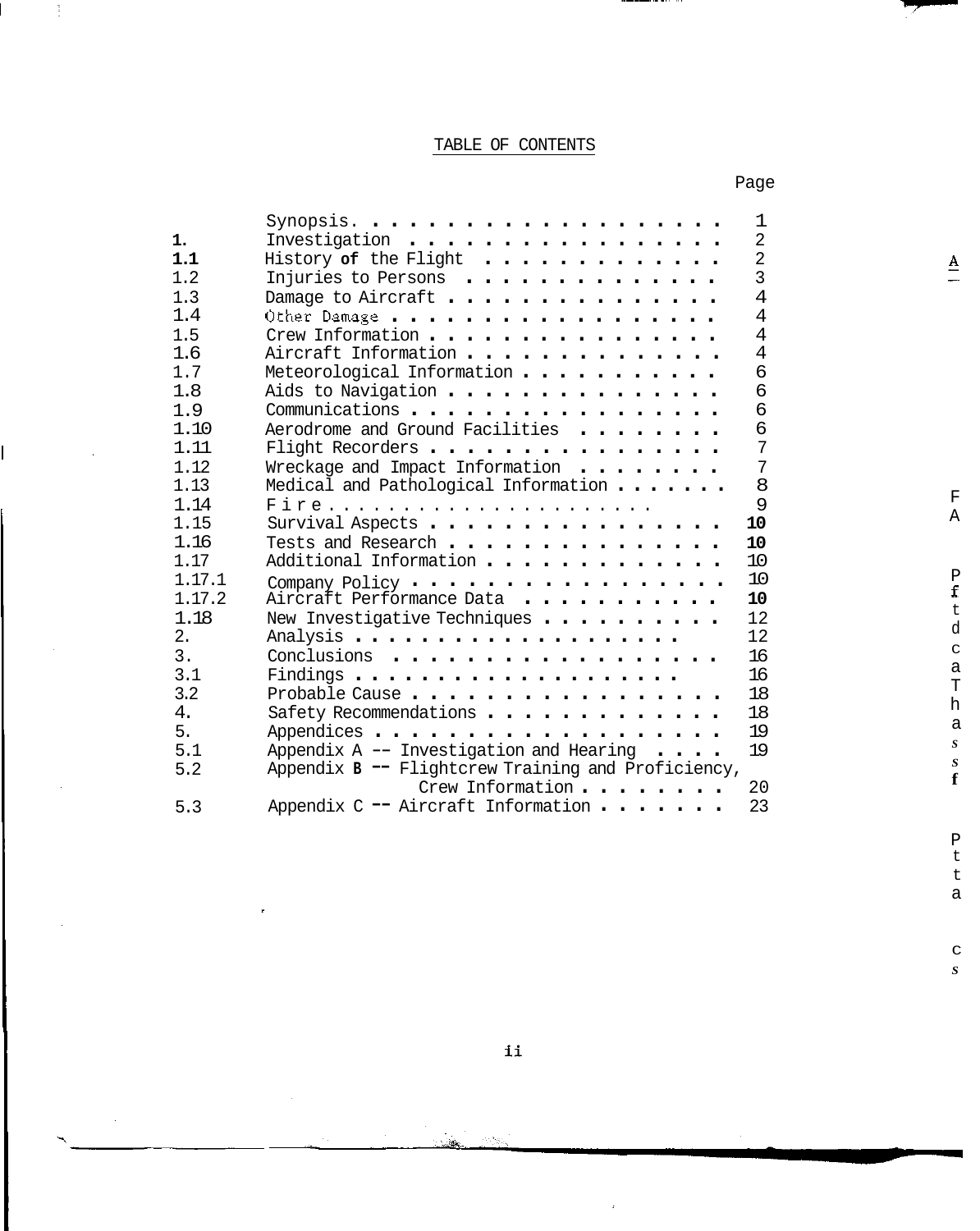# TABLE OF CONTENTS

| | | Page |
|---|---|---|
| | Synopsis | 1 |
| 1. | Investigation | 2 |
| 1.1 | History of the Flight | 2 |
| 1.2 | Injuries to Persons | 3 |
| 1.3 | Damage to Aircraft | 4 |
| 1.4 | Other Damage | 4 |
| 1.5 | Crew Information | 4 |
| 1.6 | Aircraft Information | 4 |
| 1.7 | Meteorological Information | 6 |
| 1.8 | Aids to Navigation | 6 |
| 1.9 | Communications | 6 |
| 1.10 | Aerodrome and Ground Facilities | 6 |
| 1.11 | Flight Recorders | 7 |
| 1.12 | Wreckage and Impact Information | 7 |
| 1.13 | Medical and Pathological Information | 8 |
| 1.14 | Fire | 9 |
| 1.15 | Survival Aspects | 10 |
| 1.16 | Tests and Research | 10 |
| 1.17 | Additional Information | 10 |
| 1.17.1 | Company Policy | 10 |
| 1.17.2 | Aircraft Performance Data | 10 |
| 1.18 | New Investigative Techniques | 12 |
| 2. | Analysis | 12 |
| 3. | Conclusions | 16 |
| 3.1 | Findings | 16 |
| 3.2 | Probable Cause | 18 |
| 4. | Safety Recommendations | 18 |
| 5. | Appendices | 19 |
| 5.1 | Appendix A -- Investigation and Hearing | 19 |
| 5.2 | Appendix B -- Flightcrew Training and Proficiency, Crew Information | 20 |
| 5.3 | Appendix C -- Aircraft Information | 23 |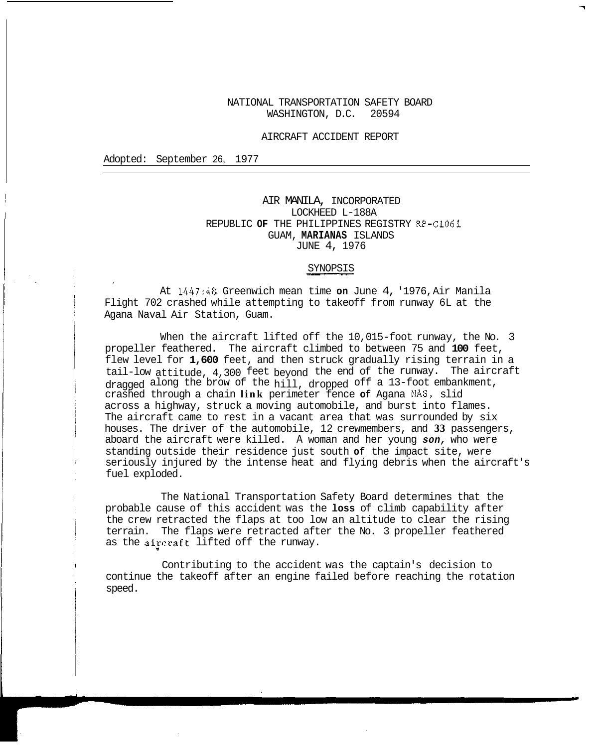NATIONAL TRANSPORTATION SAFETY BOARD
WASHINGTON, D.C. 20594

AIRCRAFT ACCIDENT REPORT

Adopted: September 26, 1977

# AIR MANILA, INCORPORATED
## LOCKHEED L-188A
## REPUBLIC OF THE PHILIPPINES REGISTRY RP-C1061
## GUAM, MARIANAS ISLANDS
## JUNE 4, 1976

## SYNOPSIS

At 1447:48 Greenwich mean time on June 4, 1976, Air Manila Flight 702 crashed while attempting to takeoff from runway 6L at the Agana Naval Air Station, Guam.

When the aircraft lifted off the 10,015-foot runway, the No. 3 propeller feathered. The aircraft climbed to between 75 and 100 feet, flew level for 1,600 feet, and then struck gradually rising terrain in a tail-low attitude, 4,300 feet beyond the end of the runway. The aircraft dragged along the brow of the hill, dropped off a 13-foot embankment, crashed through a chain link perimeter fence of Agana NAS, slid across a highway, struck a moving automobile, and burst into flames. The aircraft came to rest in a vacant area that was surrounded by six houses. The driver of the automobile, 12 crewmembers, and 33 passengers, aboard the aircraft were killed. A woman and her young son, who were standing outside their residence just south of the impact site, were seriously injured by the intense heat and flying debris when the aircraft's fuel exploded.

The National Transportation Safety Board determines that the probable cause of this accident was the loss of climb capability after the crew retracted the flaps at too low an altitude to clear the rising terrain. The flaps were retracted after the No. 3 propeller feathered as the aircraft lifted off the runway.

Contributing to the accident was the captain's decision to continue the takeoff after an engine failed before reaching the rotation speed.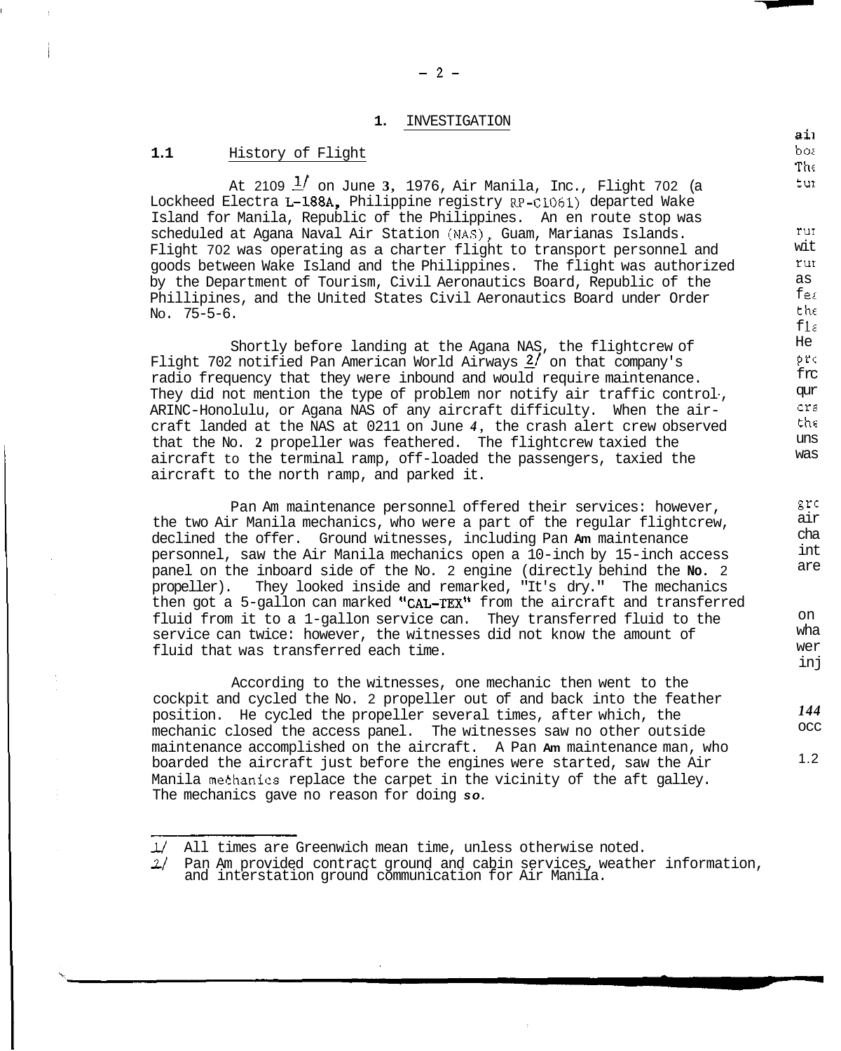## 1. INVESTIGATION

### 1.1 History of Flight

At 2109 [1] on June 3, 1976, Air Manila, Inc., Flight 702 (a Lockheed Electra L-188A, Philippine registry RP-C1061) departed Wake Island for Manila, Republic of the Philippines. An en route stop was scheduled at Agana Naval Air Station (NAS), Guam, Marianas Islands. Flight 702 was operating as a charter flight to transport personnel and goods between Wake Island and the Philippines. The flight was authorized by the Department of Tourism, Civil Aeronautics Board, Republic of the Phillipines, and the United States Civil Aeronautics Board under Order No. 75-5-6.

Shortly before landing at the Agana NAS, the flightcrew of Flight 702 notified Pan American World Airways [2] on that company's radio frequency that they were inbound and would require maintenance. They did not mention the type of problem nor notify air traffic control, ARINC-Honolulu, or Agana NAS of any aircraft difficulty. When the aircraft landed at the NAS at 0211 on June 4, the crash alert crew observed that the No. 2 propeller was feathered. The flightcrew taxied the aircraft to the terminal ramp, off-loaded the passengers, taxied the aircraft to the north ramp, and parked it.

Pan Am maintenance personnel offered their services: however, the two Air Manila mechanics, who were a part of the regular flightcrew, declined the offer. Ground witnesses, including Pan Am maintenance personnel, saw the Air Manila mechanics open a 10-inch by 15-inch access panel on the inboard side of the No. 2 engine (directly behind the No. 2 propeller). They looked inside and remarked, "It's dry." The mechanics then got a 5-gallon can marked "CAL-TEX" from the aircraft and transferred fluid from it to a 1-gallon service can. They transferred fluid to the service can twice: however, the witnesses did not know the amount of fluid that was transferred each time.

According to the witnesses, one mechanic then went to the cockpit and cycled the No. 2 propeller out of and back into the feather position. He cycled the propeller several times, after which, the mechanic closed the access panel. The witnesses saw no other outside maintenance accomplished on the aircraft. A Pan Am maintenance man, who boarded the aircraft just before the engines were started, saw the Air Manila mechanics replace the carpet in the vicinity of the aft galley. The mechanics gave no reason for doing so.

---

[1] All times are Greenwich mean time, unless otherwise noted.

[2] Pan Am provided contract ground and cabin services, weather information, and interstation ground communication for Air Manila.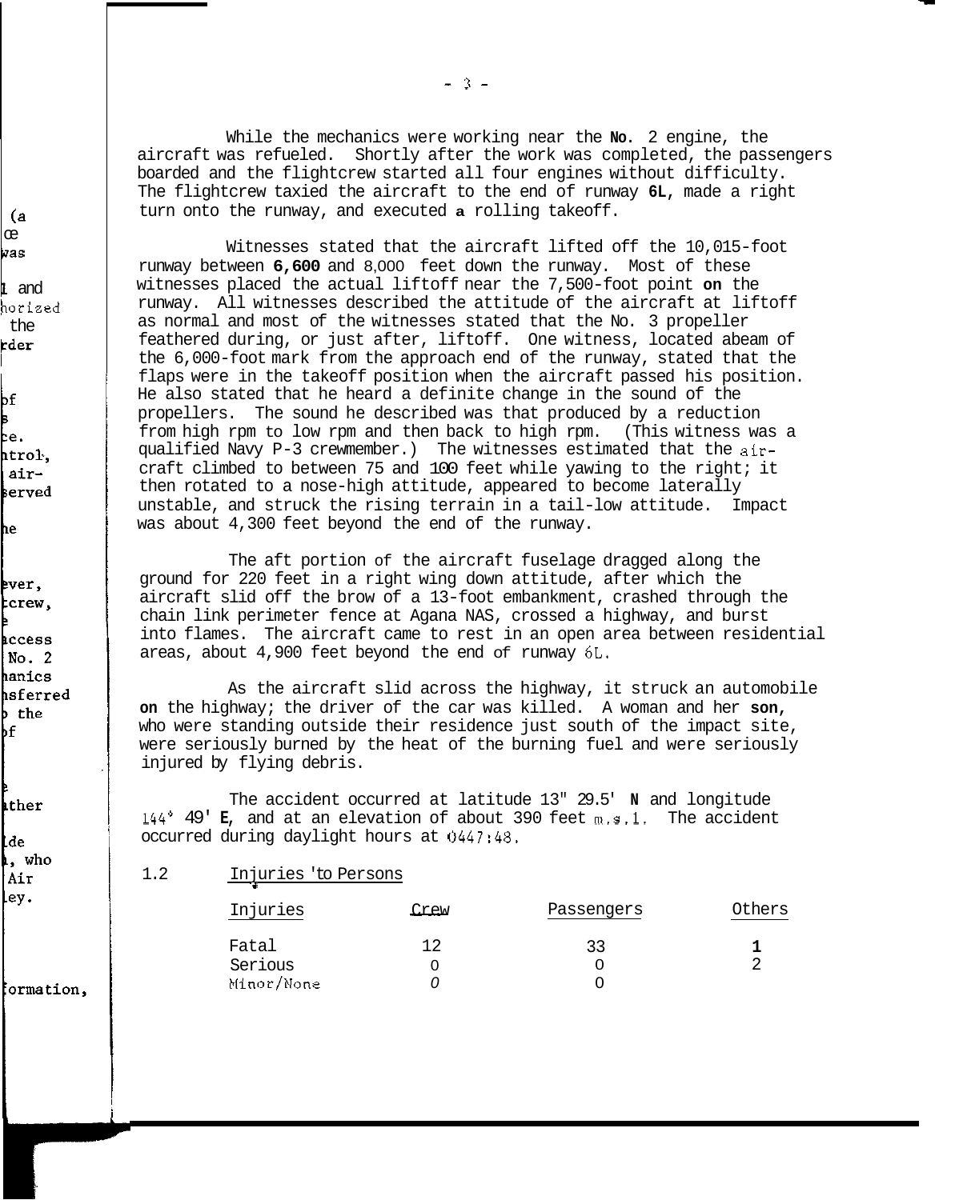While the mechanics were working near the No. 2 engine, the aircraft was refueled. Shortly after the work was completed, the passengers boarded and the flightcrew started all four engines without difficulty. The flightcrew taxied the aircraft to the end of runway 6L, made a right turn onto the runway, and executed a rolling takeoff.

Witnesses stated that the aircraft lifted off the 10,015-foot runway between 6,600 and 8,000 feet down the runway. Most of these witnesses placed the actual liftoff near the 7,500-foot point on the runway. All witnesses described the attitude of the aircraft at liftoff as normal and most of the witnesses stated that the No. 3 propeller feathered during, or just after, liftoff. One witness, located abeam of the 6,000-foot mark from the approach end of the runway, stated that the flaps were in the takeoff position when the aircraft passed his position. He also stated that he heard a definite change in the sound of the propellers. The sound he described was that produced by a reduction from high rpm to low rpm and then back to high rpm. (This witness was a qualified Navy P-3 crewmember.) The witnesses estimated that the aircraft climbed to between 75 and 100 feet while yawing to the right; it then rotated to a nose-high attitude, appeared to become laterally unstable, and struck the rising terrain in a tail-low attitude. Impact was about 4,300 feet beyond the end of the runway.

The aft portion of the aircraft fuselage dragged along the ground for 220 feet in a right wing down attitude, after which the aircraft slid off the brow of a 13-foot embankment, crashed through the chain link perimeter fence at Agana NAS, crossed a highway, and burst into flames. The aircraft came to rest in an open area between residential areas, about 4,900 feet beyond the end of runway 6L.

As the aircraft slid across the highway, it struck an automobile on the highway; the driver of the car was killed. A woman and her son, who were standing outside their residence just south of the impact site, were seriously burned by the heat of the burning fuel and were seriously injured by flying debris.

The accident occurred at latitude 13° 29.5' N and longitude 144° 49' E, and at an elevation of about 390 feet m.s.l. The accident occurred during daylight hours at 0447:48.

## 1.2 Injuries to Persons

| Injuries | Crew | Passengers | Others |
|---|---|---|---|
| Fatal | 12 | 33 | 1 |
| Serious | 0 | 0 | 2 |
| Minor/None | 0 | 0 | |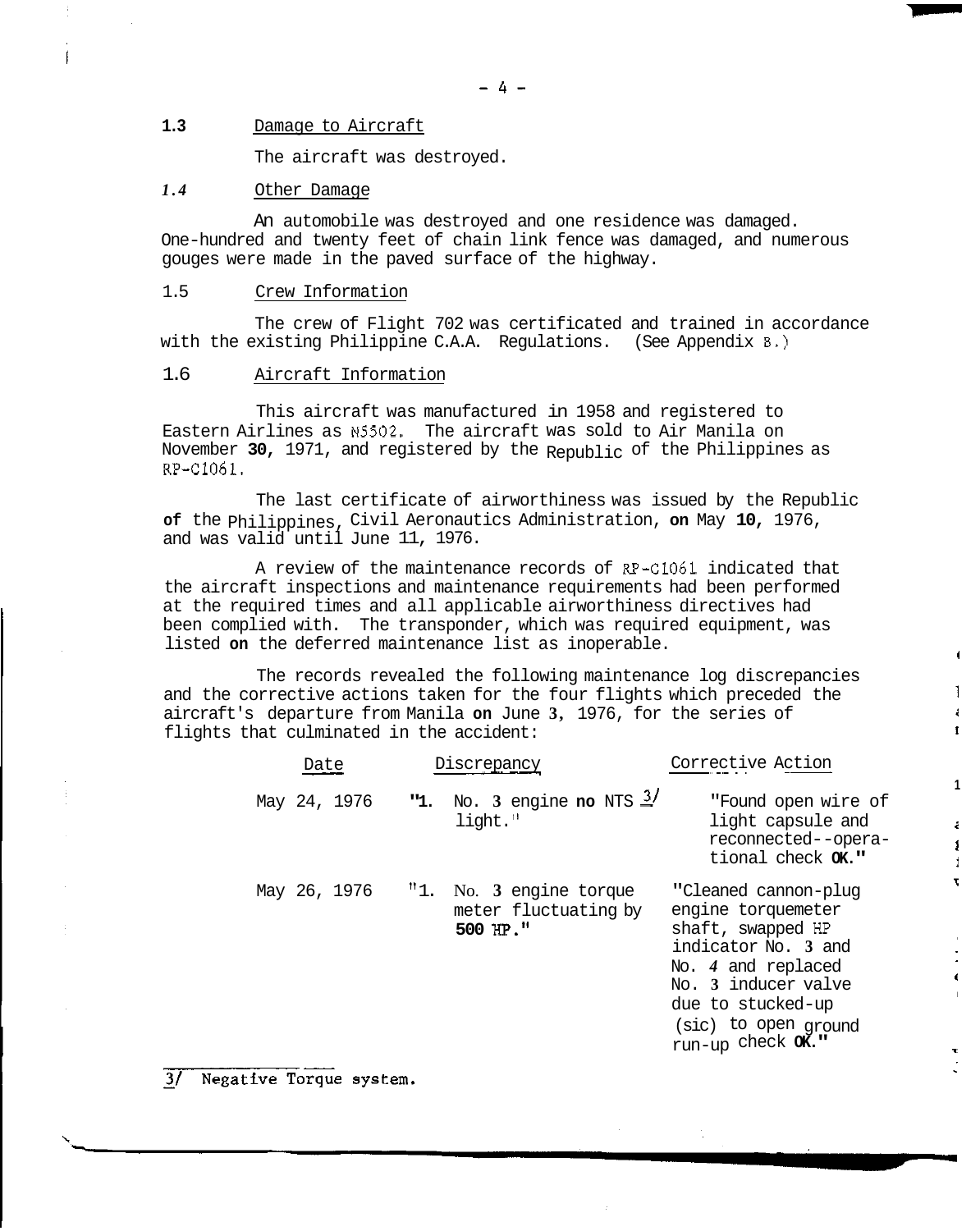### 1.3 Damage to Aircraft

The aircraft was destroyed.

### 1.4 Other Damage

An automobile was destroyed and one residence was damaged. One-hundred and twenty feet of chain link fence was damaged, and numerous gouges were made in the paved surface of the highway.

### 1.5 Crew Information

The crew of Flight 702 was certificated and trained in accordance with the existing Philippine C.A.A. Regulations. (See Appendix B.)

### 1.6 Aircraft Information

This aircraft was manufactured in 1958 and registered to Eastern Airlines as N5502. The aircraft was sold to Air Manila on November 30, 1971, and registered by the Republic of the Philippines as RP-C1061.

The last certificate of airworthiness was issued by the Republic of the Philippines, Civil Aeronautics Administration, on May 10, 1976, and was valid until June 11, 1976.

A review of the maintenance records of RP-C1061 indicated that the aircraft inspections and maintenance requirements had been performed at the required times and all applicable airworthiness directives had been complied with. The transponder, which was required equipment, was listed on the deferred maintenance list as inoperable.

The records revealed the following maintenance log discrepancies and the corrective actions taken for the four flights which preceded the aircraft's departure from Manila on June 3, 1976, for the series of flights that culminated in the accident:

| Date | Discrepancy | Corrective Action |
|---|---|---|
| May 24, 1976 | "1. No. 3 engine no NTS [3] light." | "Found open wire of light capsule and reconnected--operational check OK." |
| May 26, 1976 | "1. No. 3 engine torque meter fluctuating by 500 HP." | "Cleaned cannon-plug engine torquemeter shaft, swapped HP indicator No. 3 and No. 4 and replaced No. 3 inducer valve due to stucked-up (sic) to open ground run-up check OK." |

[3] Negative Torque system.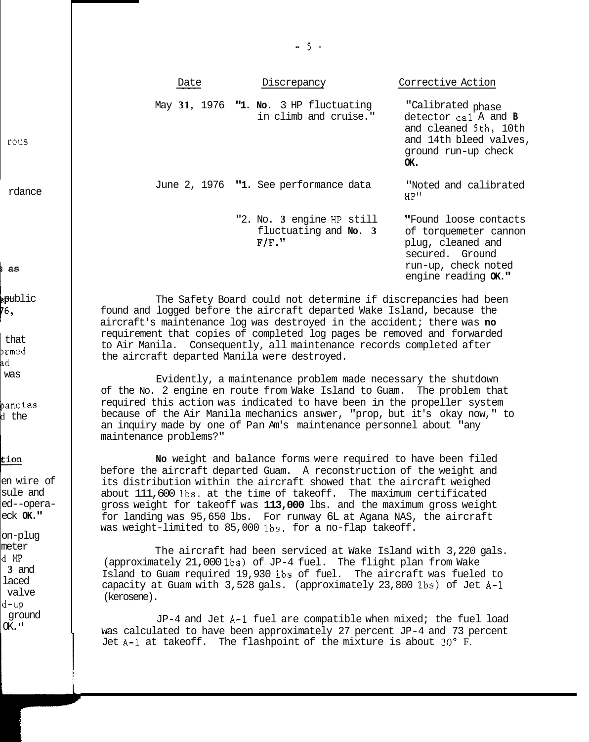| Date | Discrepancy | Corrective Action |
|---|---|---|
| May 31, 1976 | "1. No. 3 HP fluctuating in climb and cruise." | "Calibrated phase detector cal A and B and cleaned 5th, 10th and 14th bleed valves, ground run-up check OK. |
| June 2, 1976 | "1. See performance data | "Noted and calibrated HP" |
| | "2. No. 3 engine HP still fluctuating and No. 3 F/F." | "Found loose contacts of torquemeter cannon plug, cleaned and secured. Ground run-up, check noted engine reading OK." |

The Safety Board could not determine if discrepancies had been found and logged before the aircraft departed Wake Island, because the aircraft's maintenance log was destroyed in the accident; there was no requirement that copies of completed log pages be removed and forwarded to Air Manila. Consequently, all maintenance records completed after the aircraft departed Manila were destroyed.

Evidently, a maintenance problem made necessary the shutdown of the No. 2 engine en route from Wake Island to Guam. The problem that required this action was indicated to have been in the propeller system because of the Air Manila mechanics answer, "prop, but it's okay now," to an inquiry made by one of Pan Am's maintenance personnel about "any maintenance problems?"

No weight and balance forms were required to have been filed before the aircraft departed Guam. A reconstruction of the weight and its distribution within the aircraft showed that the aircraft weighed about 111,600 lbs. at the time of takeoff. The maximum certificated gross weight for takeoff was 113,000 lbs. and the maximum gross weight for landing was 95,650 lbs. For runway 6L at Agana NAS, the aircraft was weight-limited to 85,000 lbs. for a no-flap takeoff.

The aircraft had been serviced at Wake Island with 3,220 gals. (approximately 21,000 lbs) of JP-4 fuel. The flight plan from Wake Island to Guam required 19,930 lbs of fuel. The aircraft was fueled to capacity at Guam with 3,528 gals. (approximately 23,800 lbs) of Jet A-1 (kerosene).

JP-4 and Jet A-1 fuel are compatible when mixed; the fuel load was calculated to have been approximately 27 percent JP-4 and 73 percent Jet A-1 at takeoff. The flashpoint of the mixture is about 30° F.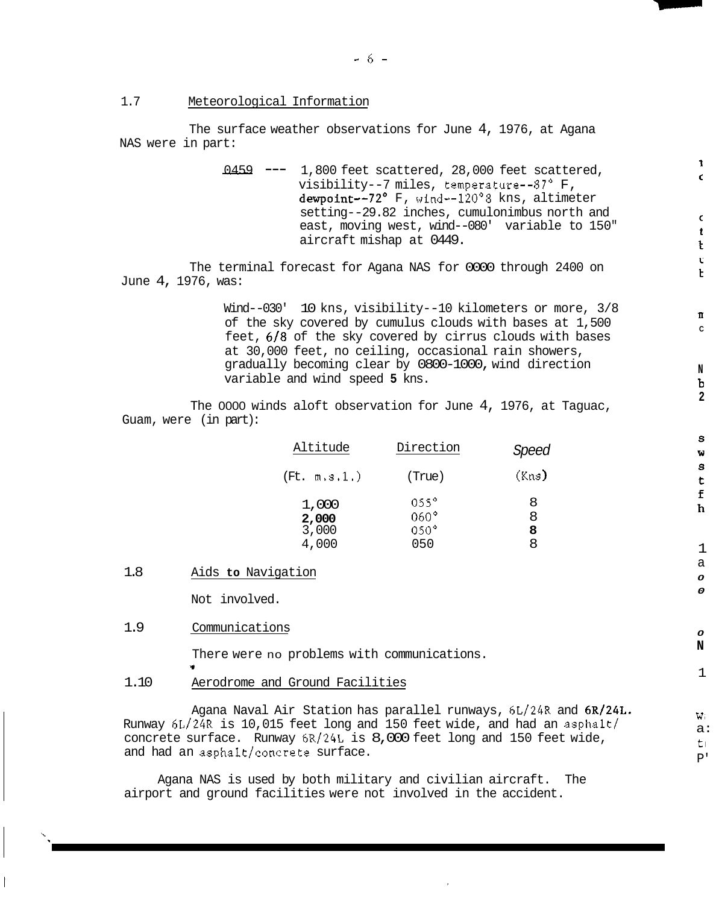## 1.7 Meteorological Information

The surface weather observations for June 4, 1976, at Agana NAS were in part:

> 0459 --- 1,800 feet scattered, 28,000 feet scattered, visibility--7 miles, temperature--87° F, dewpoint--72° F, wind--120°8 kns, altimeter setting--29.82 inches, cumulonimbus north and east, moving west, wind--080' variable to 150" aircraft mishap at 0449.

The terminal forecast for Agana NAS for 0000 through 2400 on June 4, 1976, was:

> Wind--030' 10 kns, visibility--10 kilometers or more, 3/8 of the sky covered by cumulus clouds with bases at 1,500 feet, 6/8 of the sky covered by cirrus clouds with bases at 30,000 feet, no ceiling, occasional rain showers, gradually becoming clear by 0800-1000, wind direction variable and wind speed 5 kns.

The 0000 winds aloft observation for June 4, 1976, at Taguac, Guam, were (in part):

| Altitude (Ft. m.s.l.) | Direction (True) | Speed (Kns) |
|---|---|---|
| 1,000 | 055° | 8 |
| 2,000 | 060° | 8 |
| 3,000 | 050° | 8 |
| 4,000 | 050 | 8 |

## 1.8 Aids to Navigation

Not involved.

## 1.9 Communications

There were no problems with communications.

## 1.10 Aerodrome and Ground Facilities

Agana Naval Air Station has parallel runways, 6L/24R and 6R/24L. Runway 6L/24R is 10,015 feet long and 150 feet wide, and had an asphalt/concrete surface. Runway 6R/24L is 8,000 feet long and 150 feet wide, and had an asphalt/concrete surface.

Agana NAS is used by both military and civilian aircraft. The airport and ground facilities were not involved in the accident.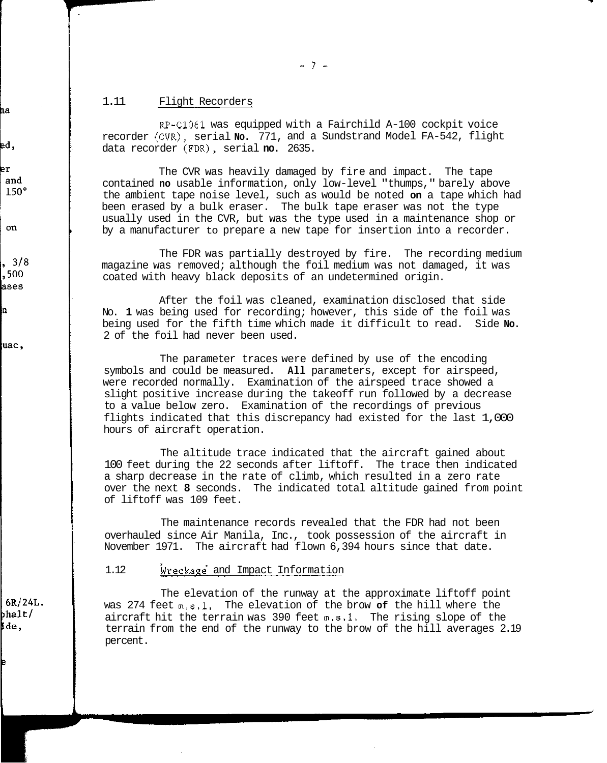## 1.11 Flight Recorders

RP-C1061 was equipped with a Fairchild A-100 cockpit voice recorder (CVR), serial No. 771, and a Sundstrand Model FA-542, flight data recorder (FDR), serial no. 2635.

The CVR was heavily damaged by fire and impact. The tape contained no usable information, only low-level "thumps," barely above the ambient tape noise level, such as would be noted on a tape which had been erased by a bulk eraser. The bulk tape eraser was not the type usually used in the CVR, but was the type used in a maintenance shop or by a manufacturer to prepare a new tape for insertion into a recorder.

The FDR was partially destroyed by fire. The recording medium magazine was removed; although the foil medium was not damaged, it was coated with heavy black deposits of an undetermined origin.

After the foil was cleaned, examination disclosed that side No. 1 was being used for recording; however, this side of the foil was being used for the fifth time which made it difficult to read. Side No. 2 of the foil had never been used.

The parameter traces were defined by use of the encoding symbols and could be measured. All parameters, except for airspeed, were recorded normally. Examination of the airspeed trace showed a slight positive increase during the takeoff run followed by a decrease to a value below zero. Examination of the recordings of previous flights indicated that this discrepancy had existed for the last 1,000 hours of aircraft operation.

The altitude trace indicated that the aircraft gained about 100 feet during the 22 seconds after liftoff. The trace then indicated a sharp decrease in the rate of climb, which resulted in a zero rate over the next 8 seconds. The indicated total altitude gained from point of liftoff was 109 feet.

The maintenance records revealed that the FDR had not been overhauled since Air Manila, Inc., took possession of the aircraft in November 1971. The aircraft had flown 6,394 hours since that date.

## 1.12 Wreckage and Impact Information

The elevation of the runway at the approximate liftoff point was 274 feet m.s.l. The elevation of the brow of the hill where the aircraft hit the terrain was 390 feet m.s.l. The rising slope of the terrain from the end of the runway to the brow of the hill averages 2.19 percent.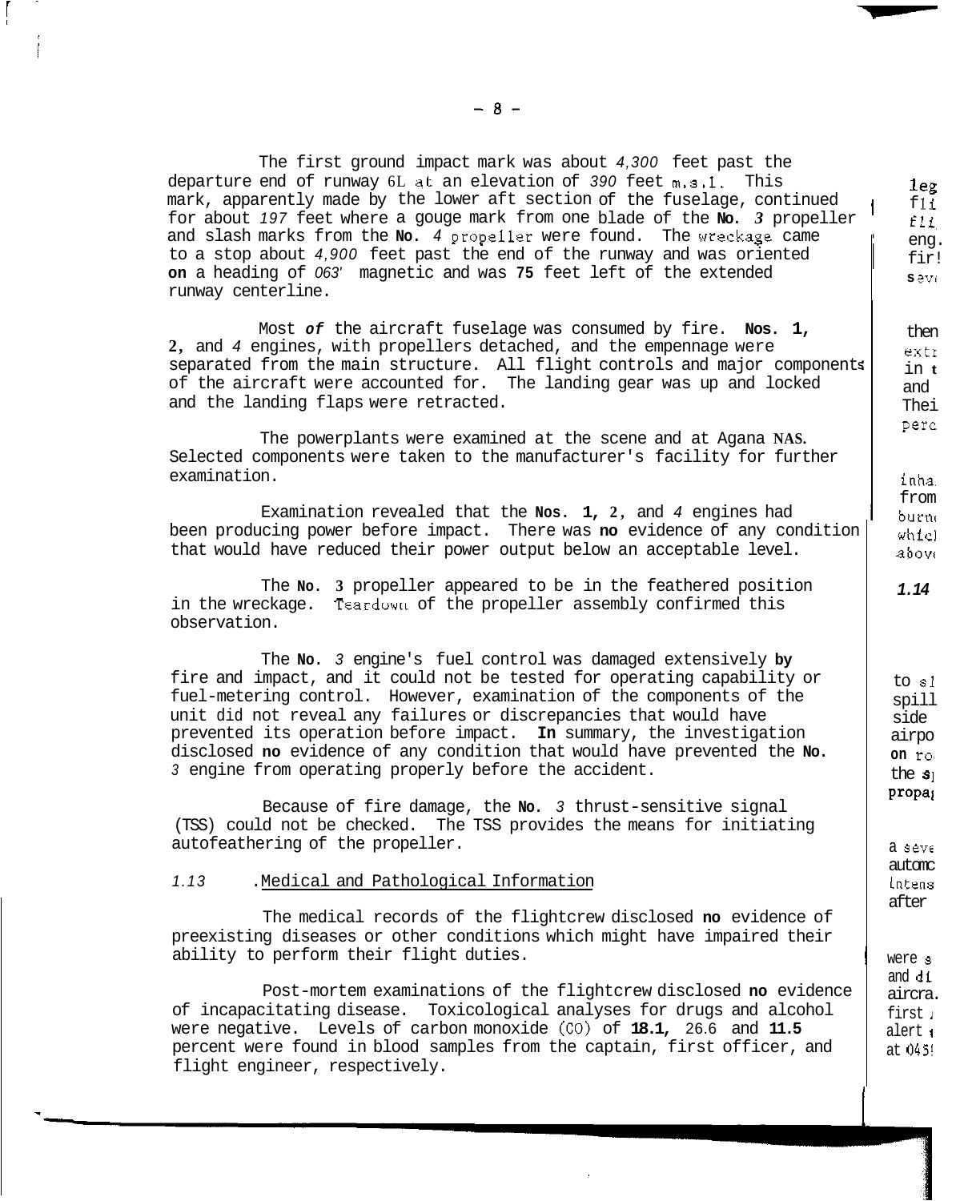The first ground impact mark was about 4,300 feet past the departure end of runway 6L at an elevation of 390 feet m.s.l. This mark, apparently made by the lower aft section of the fuselage, continued for about 197 feet where a gouge mark from one blade of the No. 3 propeller and slash marks from the No. 4 propeller were found. The wreckage came to a stop about 4,900 feet past the end of the runway and was oriented on a heading of 063° magnetic and was 75 feet left of the extended runway centerline.

Most of the aircraft fuselage was consumed by fire. Nos. 1, 2, and 4 engines, with propellers detached, and the empennage were separated from the main structure. All flight controls and major components of the aircraft were accounted for. The landing gear was up and locked and the landing flaps were retracted.

The powerplants were examined at the scene and at Agana NAS. Selected components were taken to the manufacturer's facility for further examination.

Examination revealed that the Nos. 1, 2, and 4 engines had been producing power before impact. There was no evidence of any condition that would have reduced their power output below an acceptable level.

The No. 3 propeller appeared to be in the feathered position in the wreckage. Teardown of the propeller assembly confirmed this observation.

The No. 3 engine's fuel control was damaged extensively by fire and impact, and it could not be tested for operating capability or fuel-metering control. However, examination of the components of the unit did not reveal any failures or discrepancies that would have prevented its operation before impact. In summary, the investigation disclosed no evidence of any condition that would have prevented the No. 3 engine from operating properly before the accident.

Because of fire damage, the No. 3 thrust-sensitive signal (TSS) could not be checked. The TSS provides the means for initiating autofeathering of the propeller.

## 1.13 Medical and Pathological Information

The medical records of the flightcrew disclosed no evidence of preexisting diseases or other conditions which might have impaired their ability to perform their flight duties.

Post-mortem examinations of the flightcrew disclosed no evidence of incapacitating disease. Toxicological analyses for drugs and alcohol were negative. Levels of carbon monoxide (CO) of 18.1, 26.6 and 11.5 percent were found in blood samples from the captain, first officer, and flight engineer, respectively.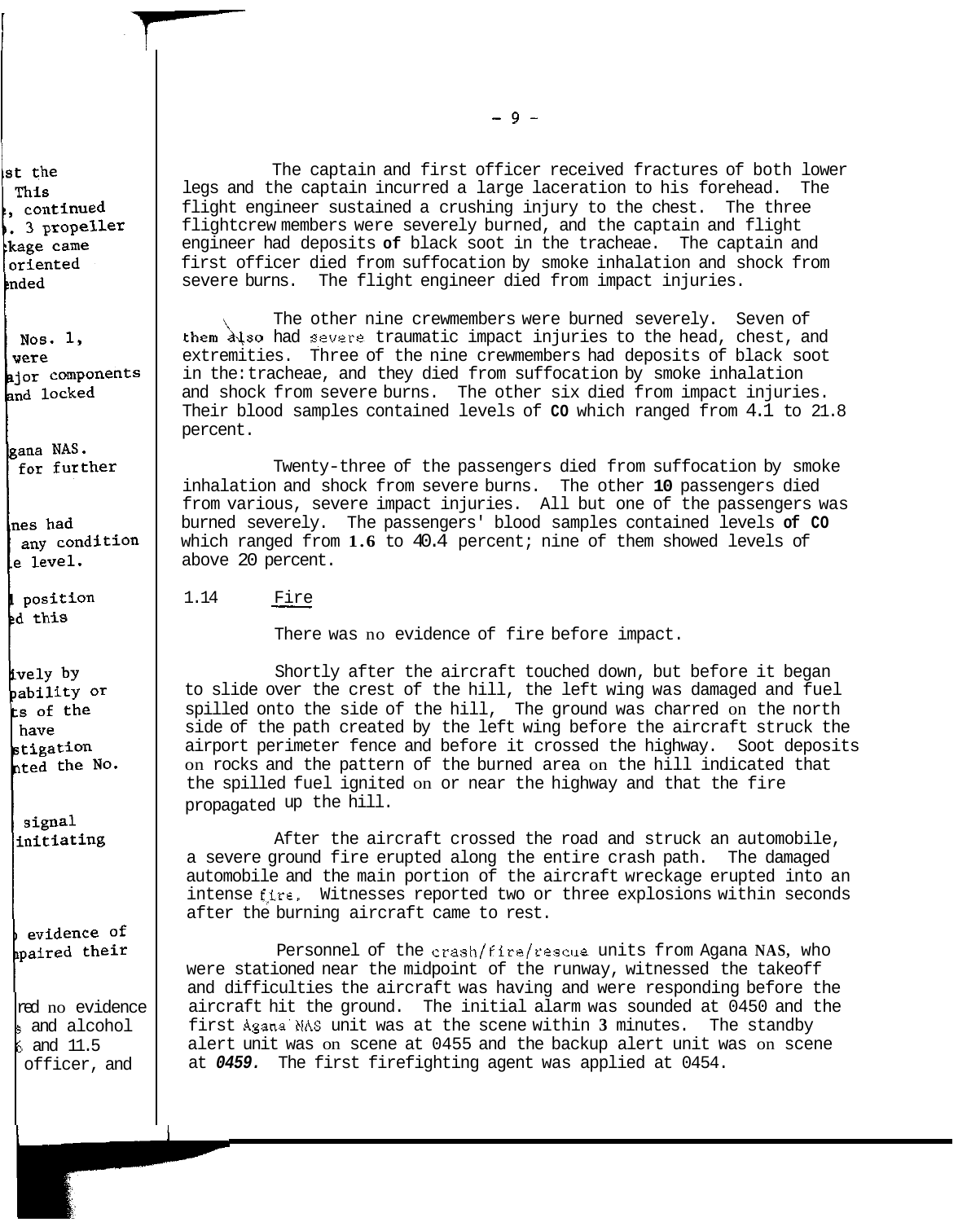The captain and first officer received fractures of both lower legs and the captain incurred a large laceration to his forehead. The flight engineer sustained a crushing injury to the chest. The three flightcrew members were severely burned, and the captain and flight engineer had deposits of black soot in the tracheae. The captain and first officer died from suffocation by smoke inhalation and shock from severe burns. The flight engineer died from impact injuries.

The other nine crewmembers were burned severely. Seven of them also had severe traumatic impact injuries to the head, chest, and extremities. Three of the nine crewmembers had deposits of black soot in the tracheae, and they died from suffocation by smoke inhalation and shock from severe burns. The other six died from impact injuries. Their blood samples contained levels of CO which ranged from 4.1 to 21.8 percent.

Twenty-three of the passengers died from suffocation by smoke inhalation and shock from severe burns. The other 10 passengers died from various, severe impact injuries. All but one of the passengers was burned severely. The passengers' blood samples contained levels of CO which ranged from 1.6 to 40.4 percent; nine of them showed levels of above 20 percent.

## 1.14 Fire

There was no evidence of fire before impact.

Shortly after the aircraft touched down, but before it began to slide over the crest of the hill, the left wing was damaged and fuel spilled onto the side of the hill. The ground was charred on the north side of the path created by the left wing before the aircraft struck the airport perimeter fence and before it crossed the highway. Soot deposits on rocks and the pattern of the burned area on the hill indicated that the spilled fuel ignited on or near the highway and that the fire propagated up the hill.

After the aircraft crossed the road and struck an automobile, a severe ground fire erupted along the entire crash path. The damaged automobile and the main portion of the aircraft wreckage erupted into an intense fire. Witnesses reported two or three explosions within seconds after the burning aircraft came to rest.

Personnel of the crash/fire/rescue units from Agana NAS, who were stationed near the midpoint of the runway, witnessed the takeoff and difficulties the aircraft was having and were responding before the aircraft hit the ground. The initial alarm was sounded at 0450 and the first Agana NAS unit was at the scene within 3 minutes. The standby alert unit was on scene at 0455 and the backup alert unit was on scene at 0459. The first firefighting agent was applied at 0454.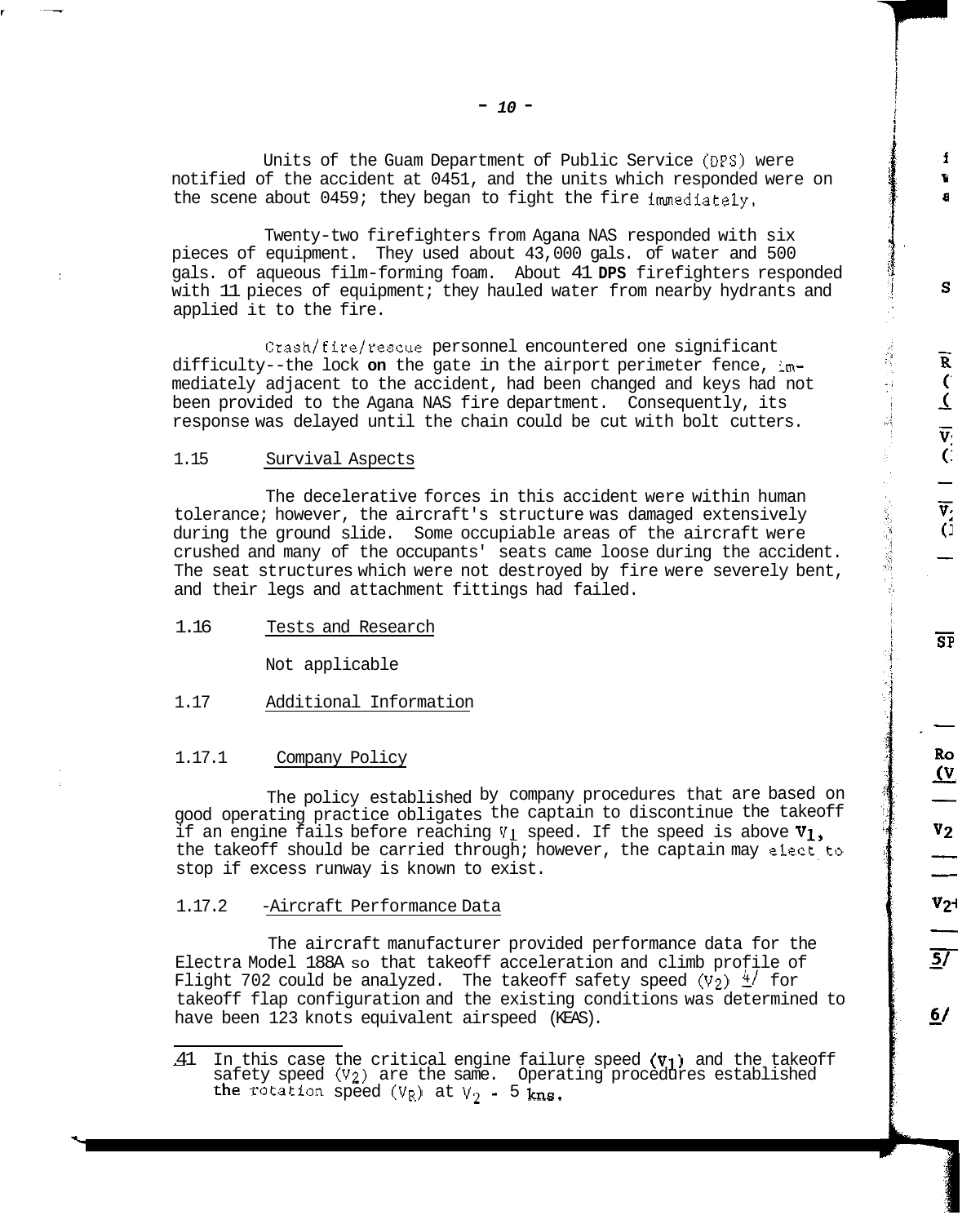Units of the Guam Department of Public Service (DPS) were notified of the accident at 0451, and the units which responded were on the scene about 0459; they began to fight the fire immediately.

Twenty-two firefighters from Agana NAS responded with six pieces of equipment. They used about 43,000 gals. of water and 500 gals. of aqueous film-forming foam. About 41 DPS firefighters responded with 11 pieces of equipment; they hauled water from nearby hydrants and applied it to the fire.

Crash/fire/rescue personnel encountered one significant difficulty--the lock on the gate in the airport perimeter fence, immediately adjacent to the accident, had been changed and keys had not been provided to the Agana NAS fire department. Consequently, its response was delayed until the chain could be cut with bolt cutters.

## 1.15 Survival Aspects

The decelerative forces in this accident were within human tolerance; however, the aircraft's structure was damaged extensively during the ground slide. Some occupiable areas of the aircraft were crushed and many of the occupants' seats came loose during the accident. The seat structures which were not destroyed by fire were severely bent, and their legs and attachment fittings had failed.

## 1.16 Tests and Research

Not applicable

## 1.17 Additional Information

### 1.17.1 Company Policy

The policy established by company procedures that are based on good operating practice obligates the captain to discontinue the takeoff if an engine fails before reaching $V_1$ speed. If the speed is above $V_1$, the takeoff should be carried through; however, the captain may elect to stop if excess runway is known to exist.

### 1.17.2 Aircraft Performance Data

The aircraft manufacturer provided performance data for the Electra Model 188A so that takeoff acceleration and climb profile of Flight 702 could be analyzed. The takeoff safety speed ($V_2$) [4] for takeoff flap configuration and the existing conditions was determined to have been 123 knots equivalent airspeed (KEAS).

---

4/ In this case the critical engine failure speed ($V_1$) and the takeoff safety speed ($V_2$) are the same. Operating procedures established the rotation speed ($V_R$) at $V_2$ - 5 kns.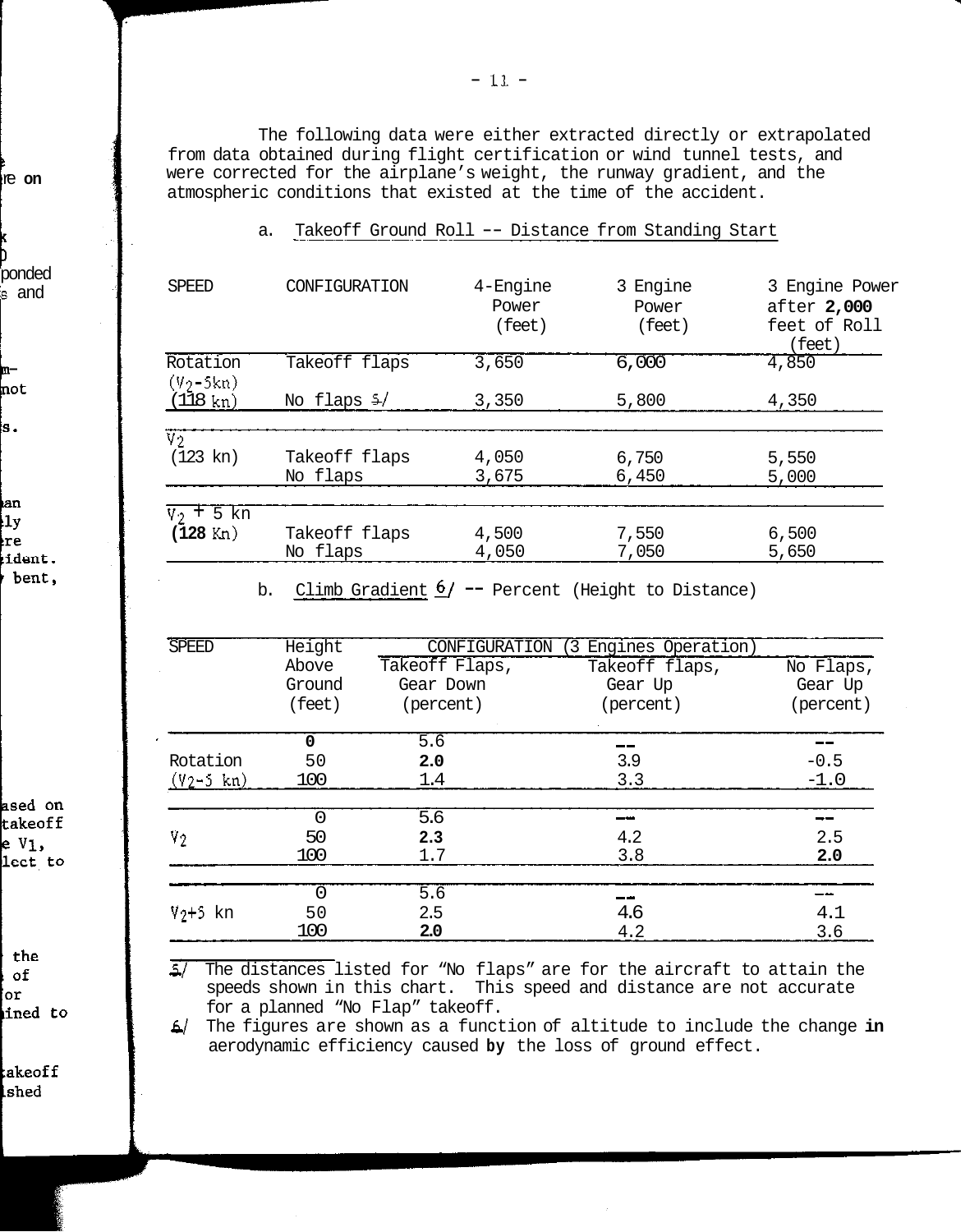The following data were either extracted directly or extrapolated from data obtained during flight certification or wind tunnel tests, and were corrected for the airplane's weight, the runway gradient, and the atmospheric conditions that existed at the time of the accident.

a. Takeoff Ground Roll -- Distance from Standing Start

| SPEED | CONFIGURATION | 4-Engine Power (feet) | 3 Engine Power (feet) | 3 Engine Power after **2,000** feet of Roll (feet) |
|---|---|---|---|---|
| Rotation ($V_2$-5kn) (118 kn) | Takeoff flaps | 3,650 | 6,000 | 4,850 |
| | No flaps 5/ | 3,350 | 5,800 | 4,350 |
| $V_2$ (123 kn) | Takeoff flaps | 4,050 | 6,750 | 5,550 |
| | No flaps | 3,675 | 6,450 | 5,000 |
| $V_2$ + 5 kn (**128** Kn) | Takeoff flaps | 4,500 | 7,550 | 6,500 |
| | No flaps | 4,050 | 7,050 | 5,650 |

b. Climb Gradient 6/ -- Percent (Height to Distance)

| SPEED | Height Above Ground (feet) | CONFIGURATION (3 Engines Operation) Takeoff Flaps, Gear Down (percent) | Takeoff flaps, Gear Up (percent) | No Flaps, Gear Up (percent) |
|---|---|---|---|---|
| | 0 | 5.6 | -- | -- |
| Rotation ($V_2$-5 kn) | 50 | 2.0 | 3.9 | -0.5 |
| | 100 | 1.4 | 3.3 | -1.0 |
| | 0 | 5.6 | -- | -- |
| $V_2$ | 50 | 2.3 | 4.2 | 2.5 |
| | 100 | 1.7 | 3.8 | 2.0 |
| | 0 | 5.6 | -- | -- |
| $V_2$+5 kn | 50 | 2.5 | 4.6 | 4.1 |
| | 100 | 2.0 | 4.2 | 3.6 |

5/ The distances listed for "No flaps" are for the aircraft to attain the speeds shown in this chart. This speed and distance are not accurate for a planned "No Flap" takeoff.

6/ The figures are shown as a function of altitude to include the change in aerodynamic efficiency caused by the loss of ground effect.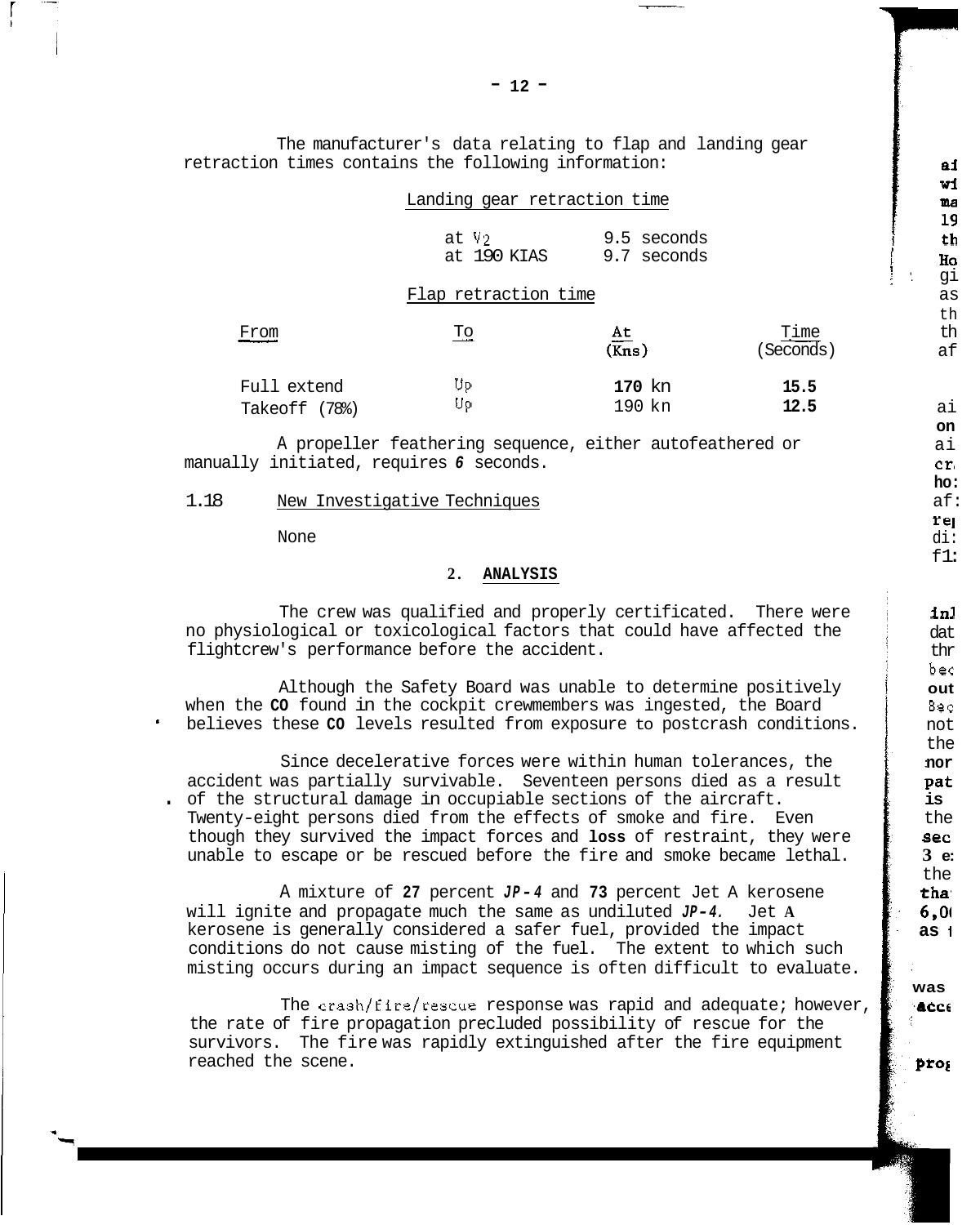The manufacturer's data relating to flap and landing gear retraction times contains the following information:

Landing gear retraction time

| | |
|---|---|
| at $V_2$ | 9.5 seconds |
| at 190 KIAS | 9.7 seconds |

Flap retraction time

| From | To | At (Kns) | Time (Seconds) |
|---|---|---|---|
| Full extend | Up | 170 kn | 15.5 |
| Takeoff (78%) | Up | 190 kn | 12.5 |

A propeller feathering sequence, either autofeathered or manually initiated, requires *6* seconds.

### 1.18 New Investigative Techniques

None

## 2. ANALYSIS

The crew was qualified and properly certificated. There were no physiological or toxicological factors that could have affected the flightcrew's performance before the accident.

Although the Safety Board was unable to determine positively when the CO found in the cockpit crewmembers was ingested, the Board believes these CO levels resulted from exposure to postcrash conditions.

Since decelerative forces were within human tolerances, the accident was partially survivable. Seventeen persons died as a result of the structural damage in occupiable sections of the aircraft. Twenty-eight persons died from the effects of smoke and fire. Even though they survived the impact forces and loss of restraint, they were unable to escape or be rescued before the fire and smoke became lethal.

A mixture of 27 percent *JP-4* and 73 percent Jet A kerosene will ignite and propagate much the same as undiluted *JP-4*. Jet A kerosene is generally considered a safer fuel, provided the impact conditions do not cause misting of the fuel. The extent to which such misting occurs during an impact sequence is often difficult to evaluate.

The crash/fire/rescue response was rapid and adequate; however, the rate of fire propagation precluded possibility of rescue for the survivors. The fire was rapidly extinguished after the fire equipment reached the scene.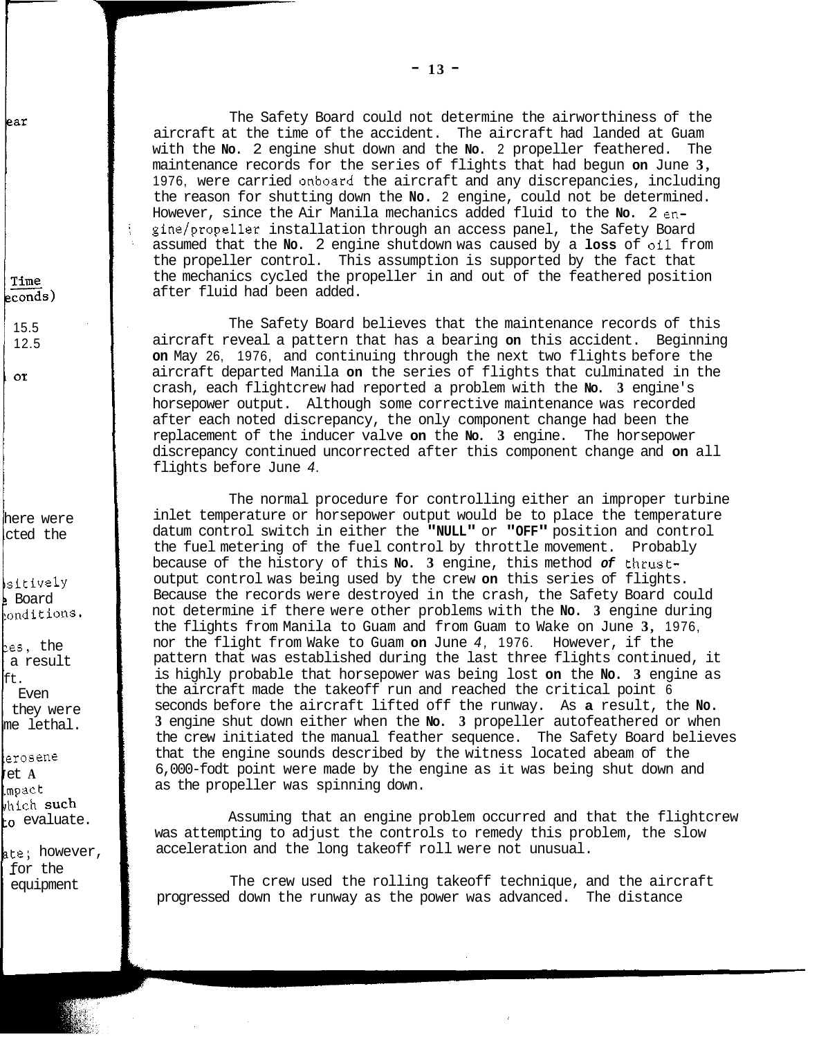The Safety Board could not determine the airworthiness of the aircraft at the time of the accident. The aircraft had landed at Guam with the No. 2 engine shut down and the No. 2 propeller feathered. The maintenance records for the series of flights that had begun on June 3, 1976, were carried onboard the aircraft and any discrepancies, including the reason for shutting down the No. 2 engine, could not be determined. However, since the Air Manila mechanics added fluid to the No. 2 engine/propeller installation through an access panel, the Safety Board assumed that the No. 2 engine shutdown was caused by a loss of oil from the propeller control. This assumption is supported by the fact that the mechanics cycled the propeller in and out of the feathered position after fluid had been added.

The Safety Board believes that the maintenance records of this aircraft reveal a pattern that has a bearing on this accident. Beginning on May 26, 1976, and continuing through the next two flights before the aircraft departed Manila on the series of flights that culminated in the crash, each flightcrew had reported a problem with the No. 3 engine's horsepower output. Although some corrective maintenance was recorded after each noted discrepancy, the only component change had been the replacement of the inducer valve on the No. 3 engine. The horsepower discrepancy continued uncorrected after this component change and on all flights before June 4.

The normal procedure for controlling either an improper turbine inlet temperature or horsepower output would be to place the temperature datum control switch in either the "NULL" or "OFF" position and control the fuel metering of the fuel control by throttle movement. Probably because of the history of this No. 3 engine, this method of thrust-output control was being used by the crew on this series of flights. Because the records were destroyed in the crash, the Safety Board could not determine if there were other problems with the No. 3 engine during the flights from Manila to Guam and from Guam to Wake on June 3, 1976, nor the flight from Wake to Guam on June 4, 1976. However, if the pattern that was established during the last three flights continued, it is highly probable that horsepower was being lost on the No. 3 engine as the aircraft made the takeoff run and reached the critical point 6 seconds before the aircraft lifted off the runway. As a result, the No. 3 engine shut down either when the No. 3 propeller autofeathered or when the crew initiated the manual feather sequence. The Safety Board believes that the engine sounds described by the witness located abeam of the 6,000-foot point were made by the engine as it was being shut down and as the propeller was spinning down.

Assuming that an engine problem occurred and that the flightcrew was attempting to adjust the controls to remedy this problem, the slow acceleration and the long takeoff roll were not unusual.

The crew used the rolling takeoff technique, and the aircraft progressed down the runway as the power was advanced. The distance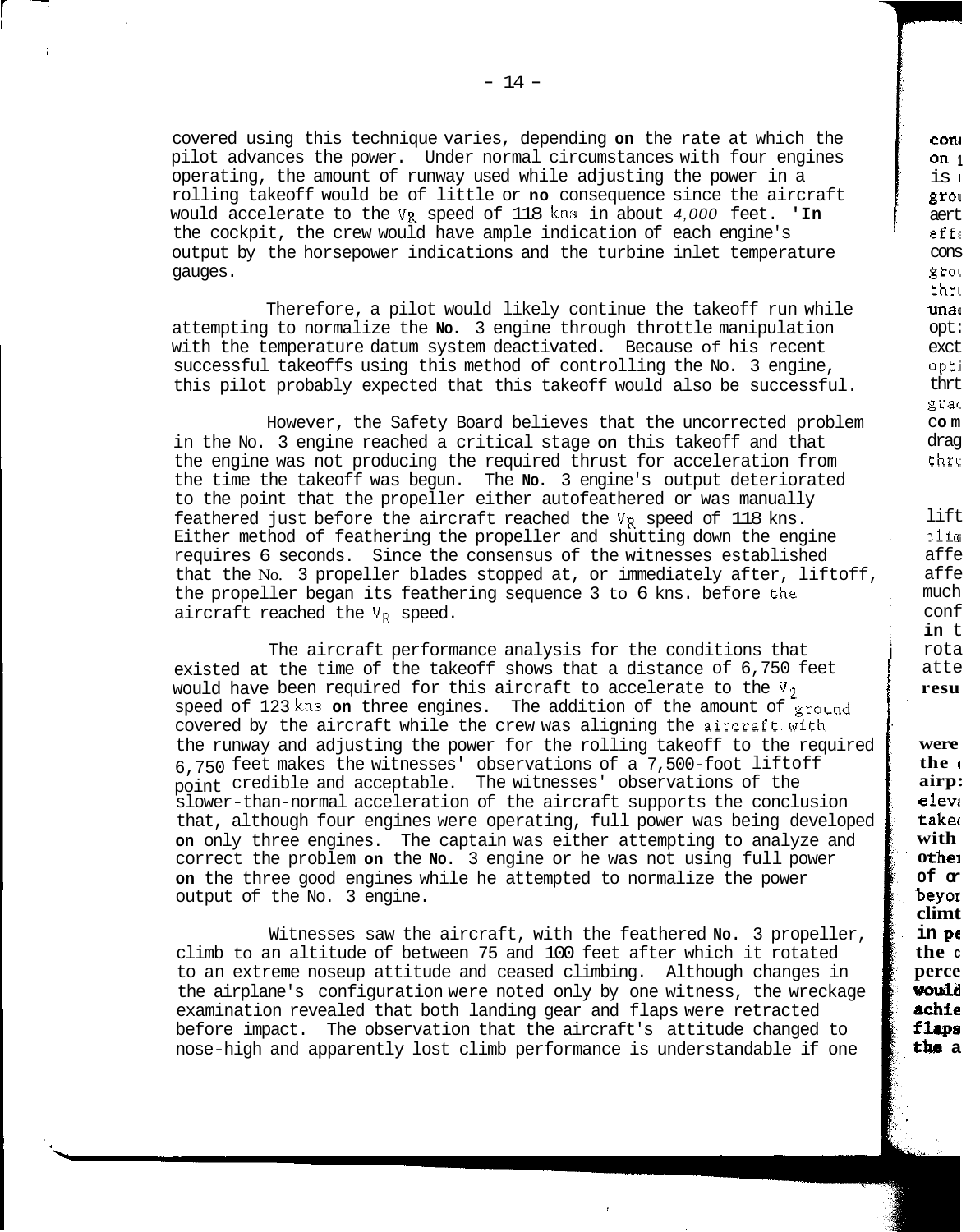covered using this technique varies, depending on the rate at which the pilot advances the power. Under normal circumstances with four engines operating, the amount of runway used while adjusting the power in a rolling takeoff would be of little or no consequence since the aircraft would accelerate to the $V_R$ speed of 118 kns in about 4,000 feet. In the cockpit, the crew would have ample indication of each engine's output by the horsepower indications and the turbine inlet temperature gauges.

Therefore, a pilot would likely continue the takeoff run while attempting to normalize the No. 3 engine through throttle manipulation with the temperature datum system deactivated. Because of his recent successful takeoffs using this method of controlling the No. 3 engine, this pilot probably expected that this takeoff would also be successful.

However, the Safety Board believes that the uncorrected problem in the No. 3 engine reached a critical stage on this takeoff and that the engine was not producing the required thrust for acceleration from the time the takeoff was begun. The No. 3 engine's output deteriorated to the point that the propeller either autofeathered or was manually feathered just before the aircraft reached the $V_R$ speed of 118 kns. Either method of feathering the propeller and shutting down the engine requires 6 seconds. Since the consensus of the witnesses established that the No. 3 propeller blades stopped at, or immediately after, liftoff, the propeller began its feathering sequence 3 to 6 kns. before the aircraft reached the $V_R$ speed.

The aircraft performance analysis for the conditions that existed at the time of the takeoff shows that a distance of 6,750 feet would have been required for this aircraft to accelerate to the $V_2$ speed of 123 kns on three engines. The addition of the amount of ground covered by the aircraft while the crew was aligning the aircraft with the runway and adjusting the power for the rolling takeoff to the required 6,750 feet makes the witnesses' observations of a 7,500-foot liftoff point credible and acceptable. The witnesses' observations of the slower-than-normal acceleration of the aircraft supports the conclusion that, although four engines were operating, full power was being developed on only three engines. The captain was either attempting to analyze and correct the problem on the No. 3 engine or he was not using full power on the three good engines while he attempted to normalize the power output of the No. 3 engine.

Witnesses saw the aircraft, with the feathered No. 3 propeller, climb to an altitude of between 75 and 100 feet after which it rotated to an extreme noseup attitude and ceased climbing. Although changes in the airplane's configuration were noted only by one witness, the wreckage examination revealed that both landing gear and flaps were retracted before impact. The observation that the aircraft's attitude changed to nose-high and apparently lost climb performance is understandable if one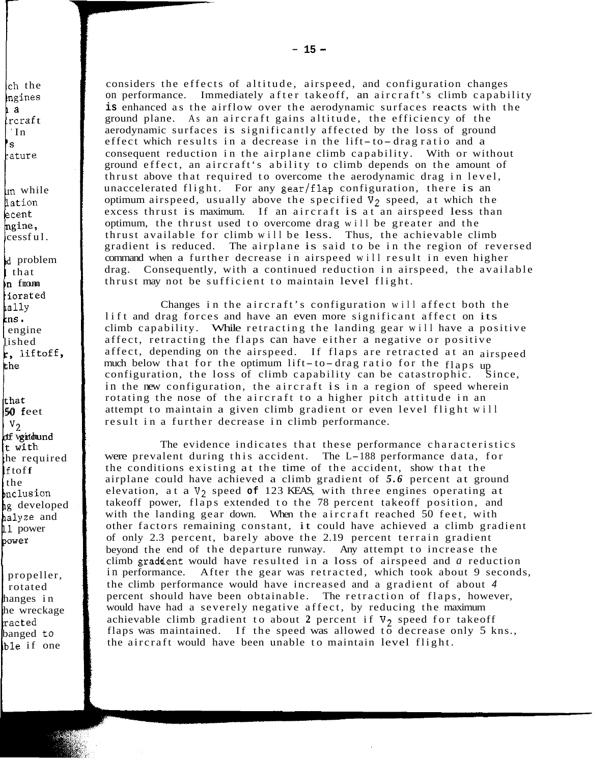considers the effects of altitude, airspeed, and configuration changes on performance. Immediately after takeoff, an aircraft's climb capability is enhanced as the airflow over the aerodynamic surfaces reacts with the ground plane. As an aircraft gains altitude, the efficiency of the aerodynamic surfaces is significantly affected by the loss of ground effect which results in a decrease in the lift-to-drag ratio and a consequent reduction in the airplane climb capability. With or without ground effect, an aircraft's ability to climb depends on the amount of thrust above that required to overcome the aerodynamic drag in level, unaccelerated flight. For any gear/flap configuration, there is an optimum airspeed, usually above the specified $V_2$ speed, at which the excess thrust is maximum. If an aircraft is at an airspeed less than optimum, the thrust used to overcome drag will be greater and the thrust available for climb will be less. Thus, the achievable climb gradient is reduced. The airplane is said to be in the region of reversed command when a further decrease in airspeed will result in even higher drag. Consequently, with a continued reduction in airspeed, the available thrust may not be sufficient to maintain level flight.

Changes in the aircraft's configuration will affect both the lift and drag forces and have an even more significant affect on its climb capability. While retracting the landing gear will have a positive affect, retracting the flaps can have either a negative or positive affect, depending on the airspeed. If flaps are retracted at an airspeed much below that for the optimum lift-to-drag ratio for the flaps up configuration, the loss of climb capability can be catastrophic. Since, in the new configuration, the aircraft is in a region of speed wherein rotating the nose of the aircraft to a higher pitch attitude in an attempt to maintain a given climb gradient or even level flight will result in a further decrease in climb performance.

The evidence indicates that these performance characteristics were prevalent during this accident. The L-188 performance data, for the conditions existing at the time of the accident, show that the airplane could have achieved a climb gradient of 5.6 percent at ground elevation, at a $V_2$ speed of 123 KEAS, with three engines operating at takeoff power, flaps extended to the 78 percent takeoff position, and with the landing gear down. When the aircraft reached 50 feet, with other factors remaining constant, it could have achieved a climb gradient of only 2.3 percent, barely above the 2.19 percent terrain gradient beyond the end of the departure runway. Any attempt to increase the climb gradient would have resulted in a loss of airspeed and a reduction in performance. After the gear was retracted, which took about 9 seconds, the climb performance would have increased and a gradient of about 4 percent should have been obtainable. The retraction of flaps, however, would have had a severely negative affect, by reducing the maximum achievable climb gradient to about 2 percent if $V_2$ speed for takeoff flaps was maintained. If the speed was allowed to decrease only 5 kns., the aircraft would have been unable to maintain level flight.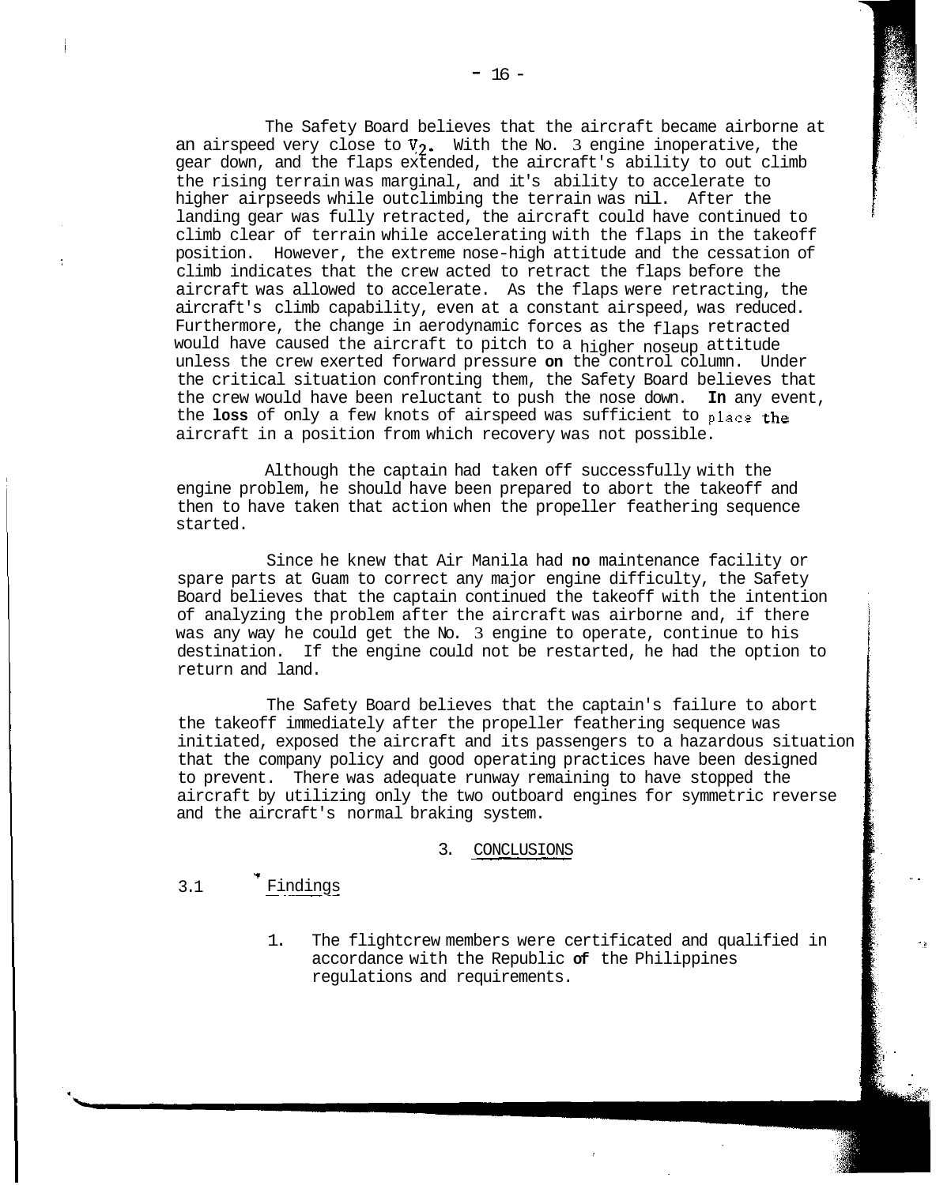The Safety Board believes that the aircraft became airborne at an airspeed very close to $V_2$. With the No. 3 engine inoperative, the gear down, and the flaps extended, the aircraft's ability to out climb the rising terrain was marginal, and it's ability to accelerate to higher airpseeds while outclimbing the terrain was nil. After the landing gear was fully retracted, the aircraft could have continued to climb clear of terrain while accelerating with the flaps in the takeoff position. However, the extreme nose-high attitude and the cessation of climb indicates that the crew acted to retract the flaps before the aircraft was allowed to accelerate. As the flaps were retracting, the aircraft's climb capability, even at a constant airspeed, was reduced. Furthermore, the change in aerodynamic forces as the flaps retracted would have caused the aircraft to pitch to a higher noseup attitude unless the crew exerted forward pressure on the control column. Under the critical situation confronting them, the Safety Board believes that the crew would have been reluctant to push the nose down. In any event, the loss of only a few knots of airspeed was sufficient to place the aircraft in a position from which recovery was not possible.

Although the captain had taken off successfully with the engine problem, he should have been prepared to abort the takeoff and then to have taken that action when the propeller feathering sequence started.

Since he knew that Air Manila had no maintenance facility or spare parts at Guam to correct any major engine difficulty, the Safety Board believes that the captain continued the takeoff with the intention of analyzing the problem after the aircraft was airborne and, if there was any way he could get the No. 3 engine to operate, continue to his destination. If the engine could not be restarted, he had the option to return and land.

The Safety Board believes that the captain's failure to abort the takeoff immediately after the propeller feathering sequence was initiated, exposed the aircraft and its passengers to a hazardous situation that the company policy and good operating practices have been designed to prevent. There was adequate runway remaining to have stopped the aircraft by utilizing only the two outboard engines for symmetric reverse and the aircraft's normal braking system.

## 3. CONCLUSIONS

### 3.1 Findings

1. The flightcrew members were certificated and qualified in accordance with the Republic of the Philippines regulations and requirements.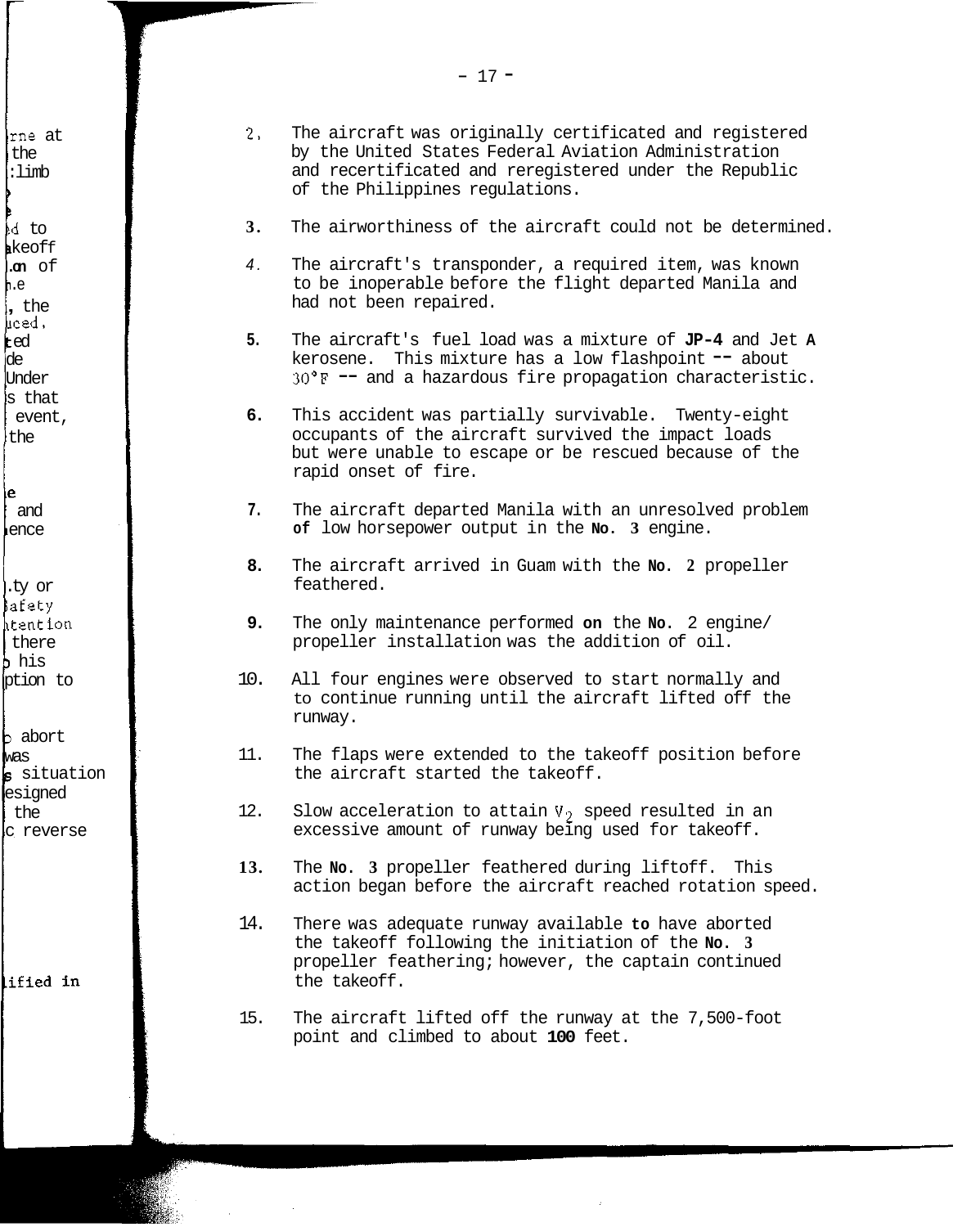2. The aircraft was originally certificated and registered by the United States Federal Aviation Administration and recertificated and reregistered under the Republic of the Philippines regulations.

3. The airworthiness of the aircraft could not be determined.

4. The aircraft's transponder, a required item, was known to be inoperable before the flight departed Manila and had not been repaired.

5. The aircraft's fuel load was a mixture of JP-4 and Jet A kerosene. This mixture has a low flashpoint -- about 30°F -- and a hazardous fire propagation characteristic.

6. This accident was partially survivable. Twenty-eight occupants of the aircraft survived the impact loads but were unable to escape or be rescued because of the rapid onset of fire.

7. The aircraft departed Manila with an unresolved problem of low horsepower output in the No. 3 engine.

8. The aircraft arrived in Guam with the No. 2 propeller feathered.

9. The only maintenance performed on the No. 2 engine/propeller installation was the addition of oil.

10. All four engines were observed to start normally and to continue running until the aircraft lifted off the runway.

11. The flaps were extended to the takeoff position before the aircraft started the takeoff.

12. Slow acceleration to attain $V_2$ speed resulted in an excessive amount of runway being used for takeoff.

13. The No. 3 propeller feathered during liftoff. This action began before the aircraft reached rotation speed.

14. There was adequate runway available to have aborted the takeoff following the initiation of the No. 3 propeller feathering; however, the captain continued the takeoff.

15. The aircraft lifted off the runway at the 7,500-foot point and climbed to about 100 feet.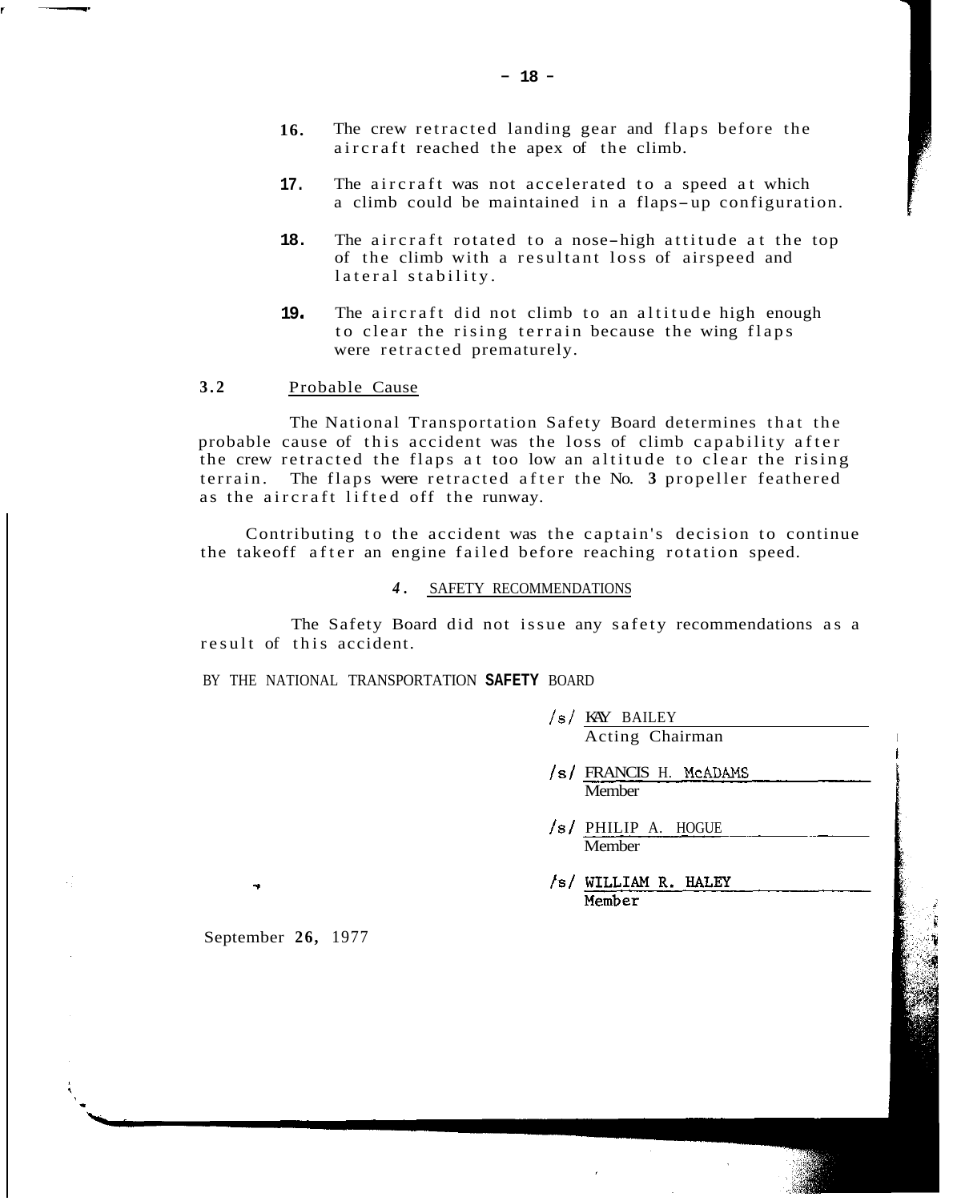16. The crew retracted landing gear and flaps before the aircraft reached the apex of the climb.

17. The aircraft was not accelerated to a speed at which a climb could be maintained in a flaps-up configuration.

18. The aircraft rotated to a nose-high attitude at the top of the climb with a resultant loss of airspeed and lateral stability.

19. The aircraft did not climb to an altitude high enough to clear the rising terrain because the wing flaps were retracted prematurely.

### 3.2 Probable Cause

The National Transportation Safety Board determines that the probable cause of this accident was the loss of climb capability after the crew retracted the flaps at too low an altitude to clear the rising terrain. The flaps were retracted after the No. 3 propeller feathered as the aircraft lifted off the runway.

Contributing to the accident was the captain's decision to continue the takeoff after an engine failed before reaching rotation speed.

## 4. SAFETY RECOMMENDATIONS

The Safety Board did not issue any safety recommendations as a result of this accident.

BY THE NATIONAL TRANSPORTATION SAFETY BOARD

/s/ KAY BAILEY
Acting Chairman

/s/ FRANCIS H. McADAMS
Member

/s/ PHILIP A. HOGUE
Member

/s/ WILLIAM R. HALEY
Member

September 26, 1977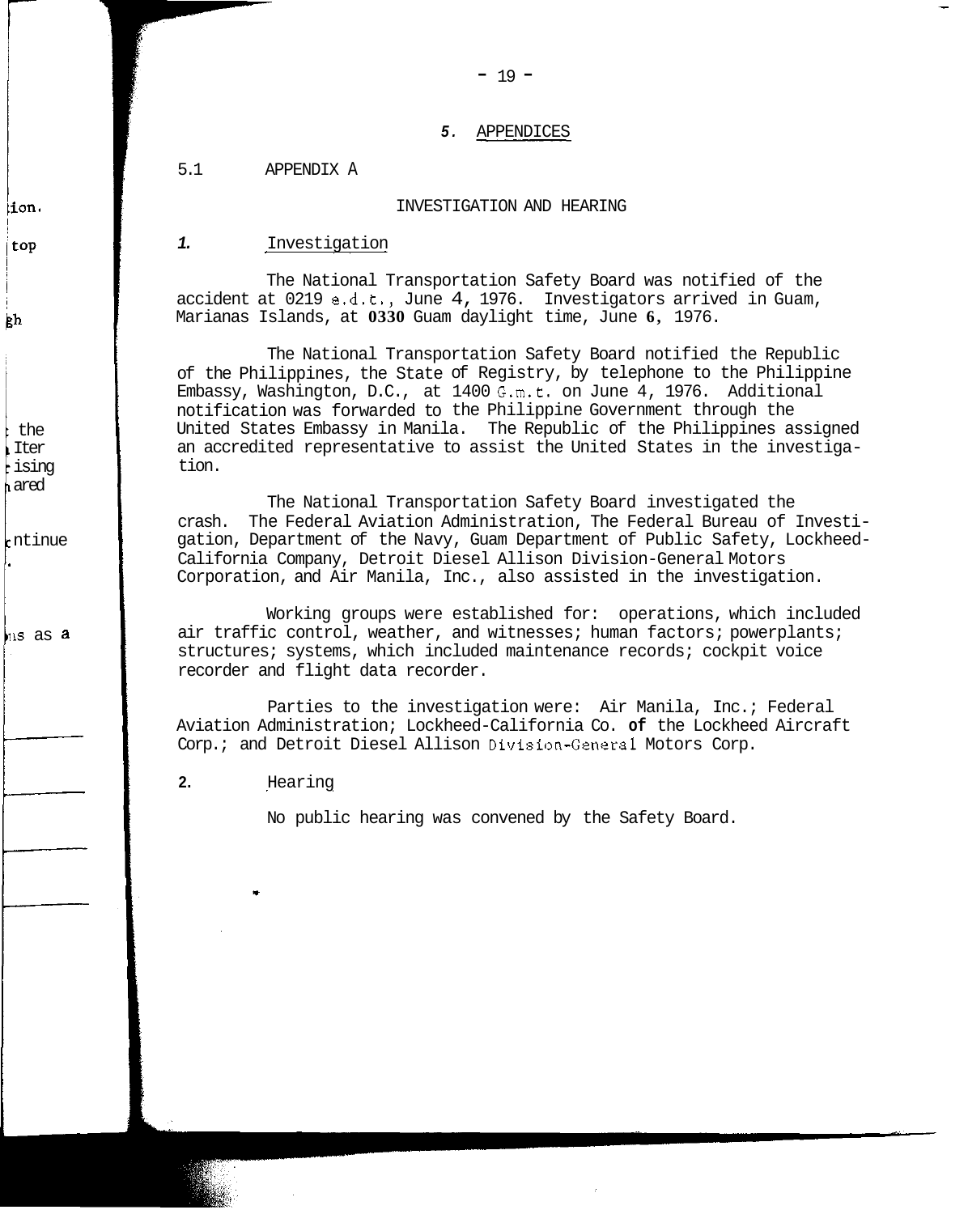# 5. APPENDICES

## 5.1 APPENDIX A

### INVESTIGATION AND HEARING

**1.** Investigation

The National Transportation Safety Board was notified of the accident at 0219 e.d.t., June 4, 1976. Investigators arrived in Guam, Marianas Islands, at 0330 Guam daylight time, June 6, 1976.

The National Transportation Safety Board notified the Republic of the Philippines, the State of Registry, by telephone to the Philippine Embassy, Washington, D.C., at 1400 G.m.t. on June 4, 1976. Additional notification was forwarded to the Philippine Government through the United States Embassy in Manila. The Republic of the Philippines assigned an accredited representative to assist the United States in the investigation.

The National Transportation Safety Board investigated the crash. The Federal Aviation Administration, The Federal Bureau of Investigation, Department of the Navy, Guam Department of Public Safety, Lockheed-California Company, Detroit Diesel Allison Division-General Motors Corporation, and Air Manila, Inc., also assisted in the investigation.

Working groups were established for: operations, which included air traffic control, weather, and witnesses; human factors; powerplants; structures; systems, which included maintenance records; cockpit voice recorder and flight data recorder.

Parties to the investigation were: Air Manila, Inc.; Federal Aviation Administration; Lockheed-California Co. of the Lockheed Aircraft Corp.; and Detroit Diesel Allison Division-General Motors Corp.

**2.** Hearing

No public hearing was convened by the Safety Board.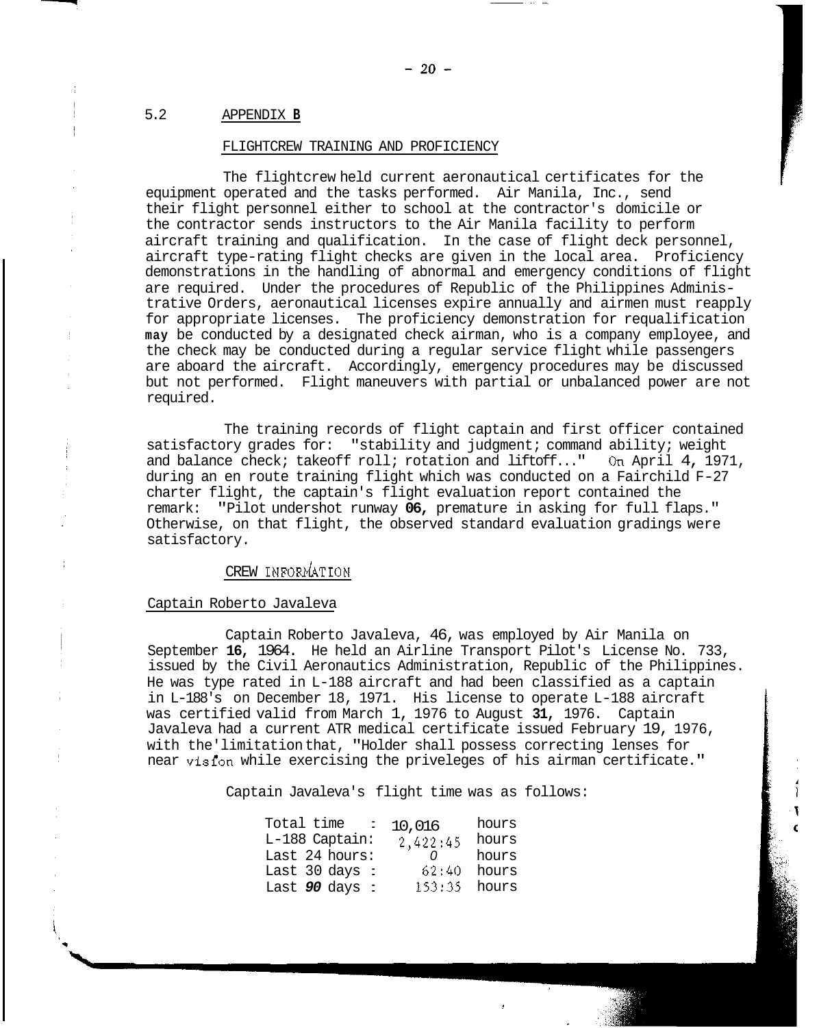## 5.2 APPENDIX B

### FLIGHTCREW TRAINING AND PROFICIENCY

The flightcrew held current aeronautical certificates for the equipment operated and the tasks performed. Air Manila, Inc., send their flight personnel either to school at the contractor's domicile or the contractor sends instructors to the Air Manila facility to perform aircraft training and qualification. In the case of flight deck personnel, aircraft type-rating flight checks are given in the local area. Proficiency demonstrations in the handling of abnormal and emergency conditions of flight are required. Under the procedures of Republic of the Philippines Administrative Orders, aeronautical licenses expire annually and airmen must reapply for appropriate licenses. The proficiency demonstration for requalification may be conducted by a designated check airman, who is a company employee, and the check may be conducted during a regular service flight while passengers are aboard the aircraft. Accordingly, emergency procedures may be discussed but not performed. Flight maneuvers with partial or unbalanced power are not required.

The training records of flight captain and first officer contained satisfactory grades for: "stability and judgment; command ability; weight and balance check; takeoff roll; rotation and liftoff..." On April 4, 1971, during an en route training flight which was conducted on a Fairchild F-27 charter flight, the captain's flight evaluation report contained the remark: "Pilot undershot runway 06, premature in asking for full flaps." Otherwise, on that flight, the observed standard evaluation gradings were satisfactory.

### CREW INFORMATION

Captain Roberto Javaleva

Captain Roberto Javaleva, 46, was employed by Air Manila on September 16, 1964. He held an Airline Transport Pilot's License No. 733, issued by the Civil Aeronautics Administration, Republic of the Philippines. He was type rated in L-188 aircraft and had been classified as a captain in L-188's on December 18, 1971. His license to operate L-188 aircraft was certified valid from March 1, 1976 to August 31, 1976. Captain Javaleva had a current ATR medical certificate issued February 19, 1976, with the limitation that, "Holder shall possess correcting lenses for near vision while exercising the priveleges of his airman certificate."

Captain Javaleva's flight time was as follows:

| | | |
|---|---|---|
| Total time : | 10,016 | hours |
| L-188 Captain: | 2,422:45 | hours |
| Last 24 hours: | 0 | hours |
| Last 30 days : | 62:40 | hours |
| Last 90 days : | 153:35 | hours |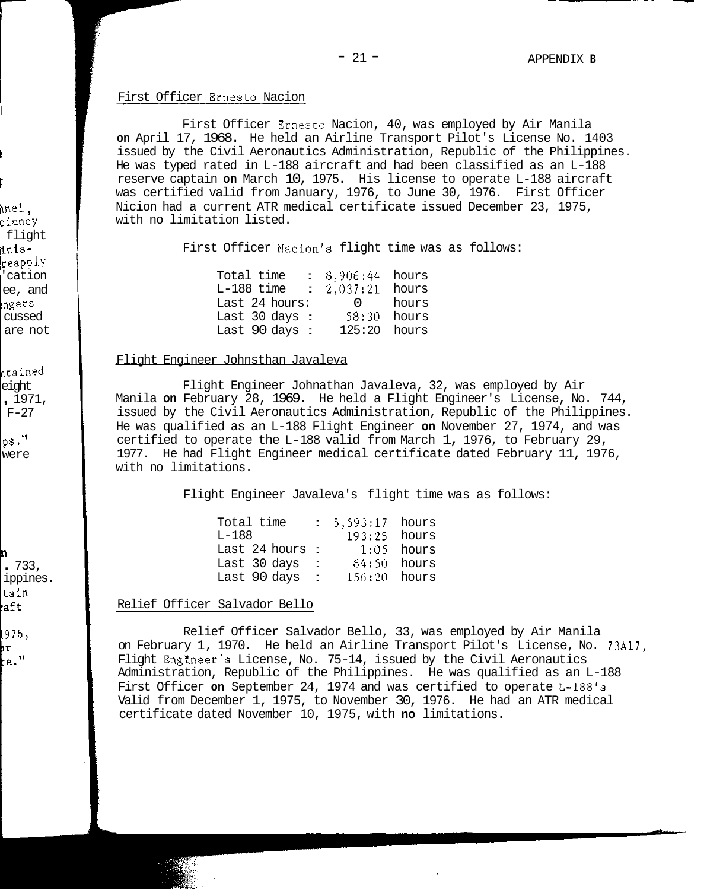First Officer Ernesto Nacion

First Officer Ernesto Nacion, 40, was employed by Air Manila on April 17, 1968. He held an Airline Transport Pilot's License No. 1403 issued by the Civil Aeronautics Administration, Republic of the Philippines. He was typed rated in L-188 aircraft and had been classified as an L-188 reserve captain on March 10, 1975. His license to operate L-188 aircraft was certified valid from January, 1976, to June 30, 1976. First Officer Nicion had a current ATR medical certificate issued December 23, 1975, with no limitation listed.

First Officer Nacion's flight time was as follows:

| | | |
|---|---|---|
| Total time : | 8,906:44 | hours |
| L-188 time : | 2,037:21 | hours |
| Last 24 hours: | 0 | hours |
| Last 30 days : | 58:30 | hours |
| Last 90 days : | 125:20 | hours |

Flight Engineer Johnsthan Javaleva

Flight Engineer Johnathan Javaleva, 32, was employed by Air Manila on February 28, 1969. He held a Flight Engineer's License, No. 744, issued by the Civil Aeronautics Administration, Republic of the Philippines. He was qualified as an L-188 Flight Engineer on November 27, 1974, and was certified to operate the L-188 valid from March 1, 1976, to February 29, 1977. He had Flight Engineer medical certificate dated February 11, 1976, with no limitations.

Flight Engineer Javaleva's flight time was as follows:

| | | |
|---|---|---|
| Total time : | 5,593:17 | hours |
| L-188 | 193:25 | hours |
| Last 24 hours : | 1:05 | hours |
| Last 30 days : | 64:50 | hours |
| Last 90 days : | 156:20 | hours |

Relief Officer Salvador Bello

Relief Officer Salvador Bello, 33, was employed by Air Manila on February 1, 1970. He held an Airline Transport Pilot's License, No. 73A17, Flight Engineer's License, No. 75-14, issued by the Civil Aeronautics Administration, Republic of the Philippines. He was qualified as an L-188 First Officer on September 24, 1974 and was certified to operate L-188's Valid from December 1, 1975, to November 30, 1976. He had an ATR medical certificate dated November 10, 1975, with no limitations.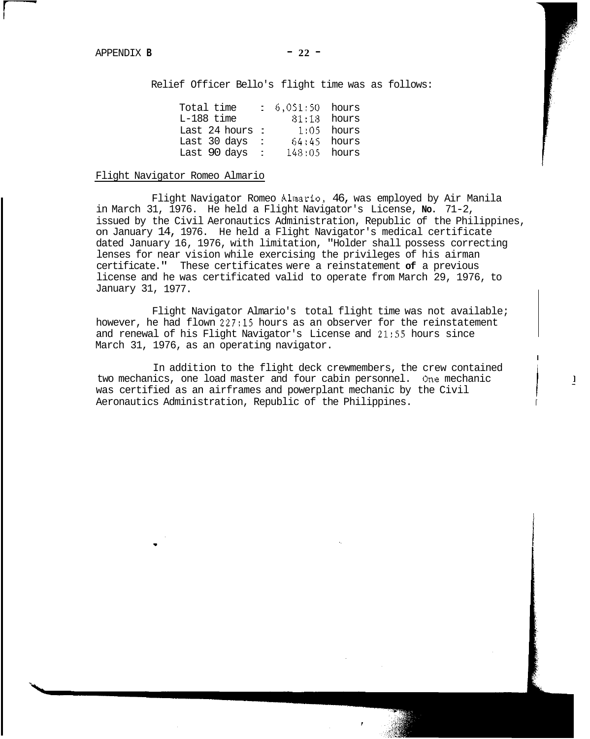APPENDIX B

Relief Officer Bello's flight time was as follows:

| | | |
|---|---|---|
| Total time | : 6,051:50 | hours |
| L-188 time | 81:18 | hours |
| Last 24 hours | : 1:05 | hours |
| Last 30 days | : 64:45 | hours |
| Last 90 days | : 148:05 | hours |

Flight Navigator Romeo Almario

Flight Navigator Romeo Almario, 46, was employed by Air Manila in March 31, 1976. He held a Flight Navigator's License, No. 71-2, issued by the Civil Aeronautics Administration, Republic of the Philippines, on January 14, 1976. He held a Flight Navigator's medical certificate dated January 16, 1976, with limitation, "Holder shall possess correcting lenses for near vision while exercising the privileges of his airman certificate." These certificates were a reinstatement of a previous license and he was certificated valid to operate from March 29, 1976, to January 31, 1977.

Flight Navigator Almario's total flight time was not available; however, he had flown 227:15 hours as an observer for the reinstatement and renewal of his Flight Navigator's License and 21:55 hours since March 31, 1976, as an operating navigator.

In addition to the flight deck crewmembers, the crew contained two mechanics, one load master and four cabin personnel. One mechanic was certified as an airframes and powerplant mechanic by the Civil Aeronautics Administration, Republic of the Philippines.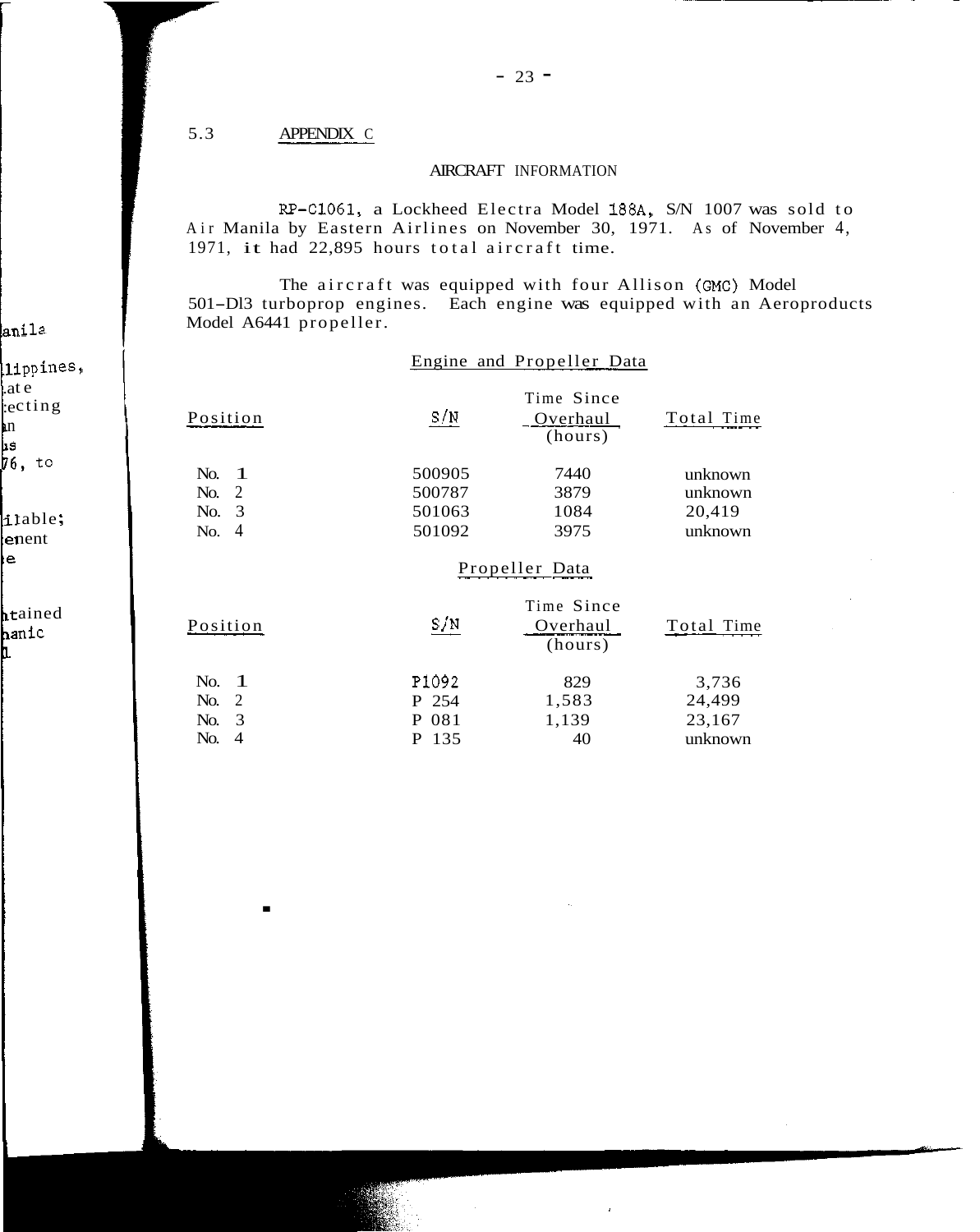## 5.3 APPENDIX C

### AIRCRAFT INFORMATION

RP-C1061, a Lockheed Electra Model 188A, S/N 1007 was sold to Air Manila by Eastern Airlines on November 30, 1971. As of November 4, 1971, it had 22,895 hours total aircraft time.

The aircraft was equipped with four Allison (GMC) Model 501-Dl3 turboprop engines. Each engine was equipped with an Aeroproducts Model A6441 propeller.

#### Engine and Propeller Data

| Position | S/N | Time Since Overhaul (hours) | Total Time |
|---|---|---|---|
| No. 1 | 500905 | 7440 | unknown |
| No. 2 | 500787 | 3879 | unknown |
| No. 3 | 501063 | 1084 | 20,419 |
| No. 4 | 501092 | 3975 | unknown |

#### Propeller Data

| Position | S/N | Time Since Overhaul (hours) | Total Time |
|---|---|---|---|
| No. 1 | P1092 | 829 | 3,736 |
| No. 2 | P 254 | 1,583 | 24,499 |
| No. 3 | P 081 | 1,139 | 23,167 |
| No. 4 | P 135 | 40 | unknown |